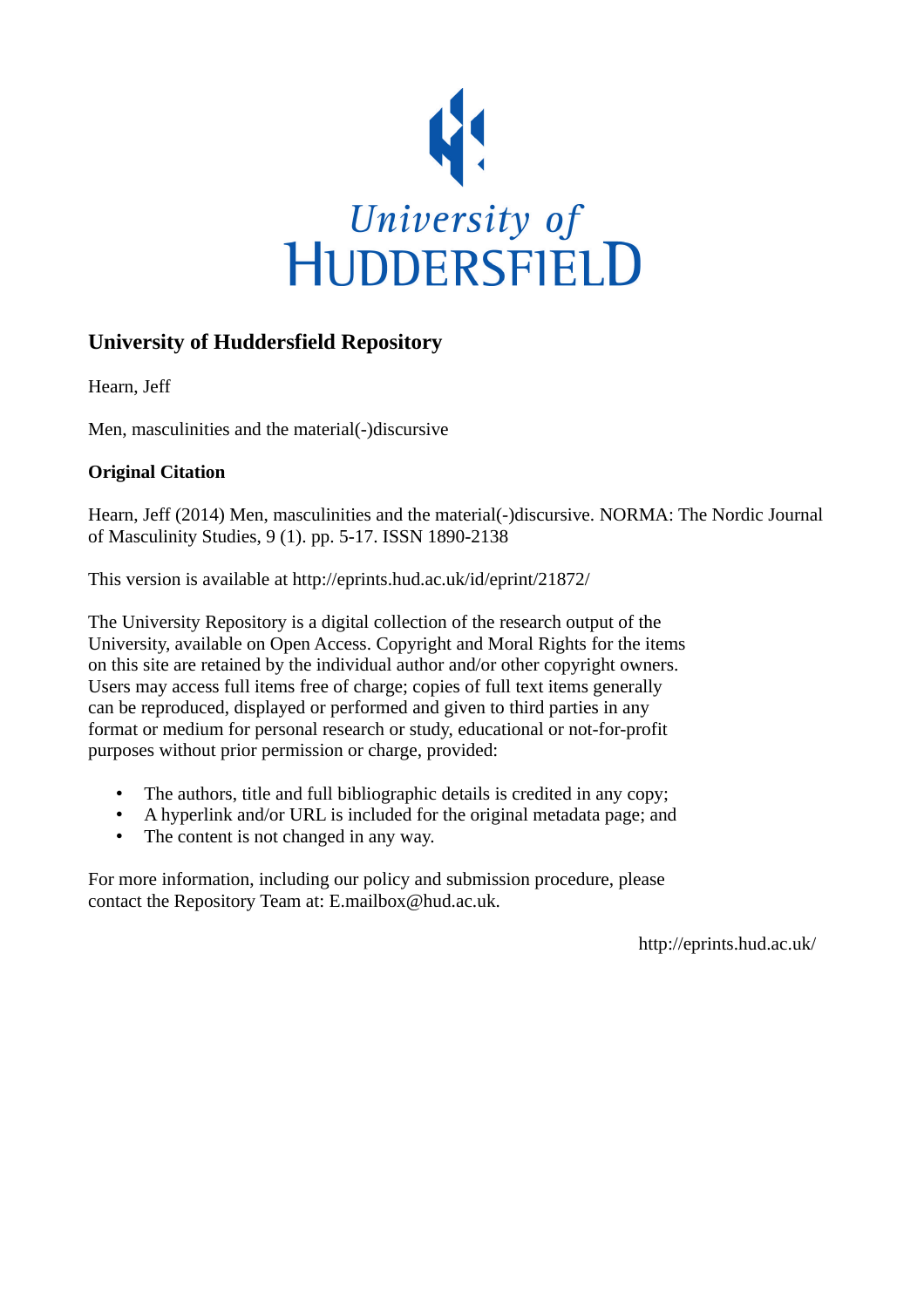University of HUDDERSFIELD

## University of Huddersfield Repository

Hearn, Jeff

Men, masculinities and the material(-)discursive

**Original Citation**

Hearn, Jeff (2014) Men, masculinities and the material(-)discursive. NORMA: The Nordic Journal of Masculinity Studies, 9 (1). pp. 5-17. ISSN 1890-2138

This version is available at http://eprints.hud.ac.uk/id/eprint/21872/

The University Repository is a digital collection of the research output of the University, available on Open Access. Copyright and Moral Rights for the items on this site are retained by the individual author and/or other copyright owners. Users may access full items free of charge; copies of full text items generally can be reproduced, displayed or performed and given to third parties in any format or medium for personal research or study, educational or not-for-profit purposes without prior permission or charge, provided:

- The authors, title and full bibliographic details is credited in any copy;
- A hyperlink and/or URL is included for the original metadata page; and
- The content is not changed in any way.

For more information, including our policy and submission procedure, please contact the Repository Team at: E.mailbox@hud.ac.uk.

http://eprints.hud.ac.uk/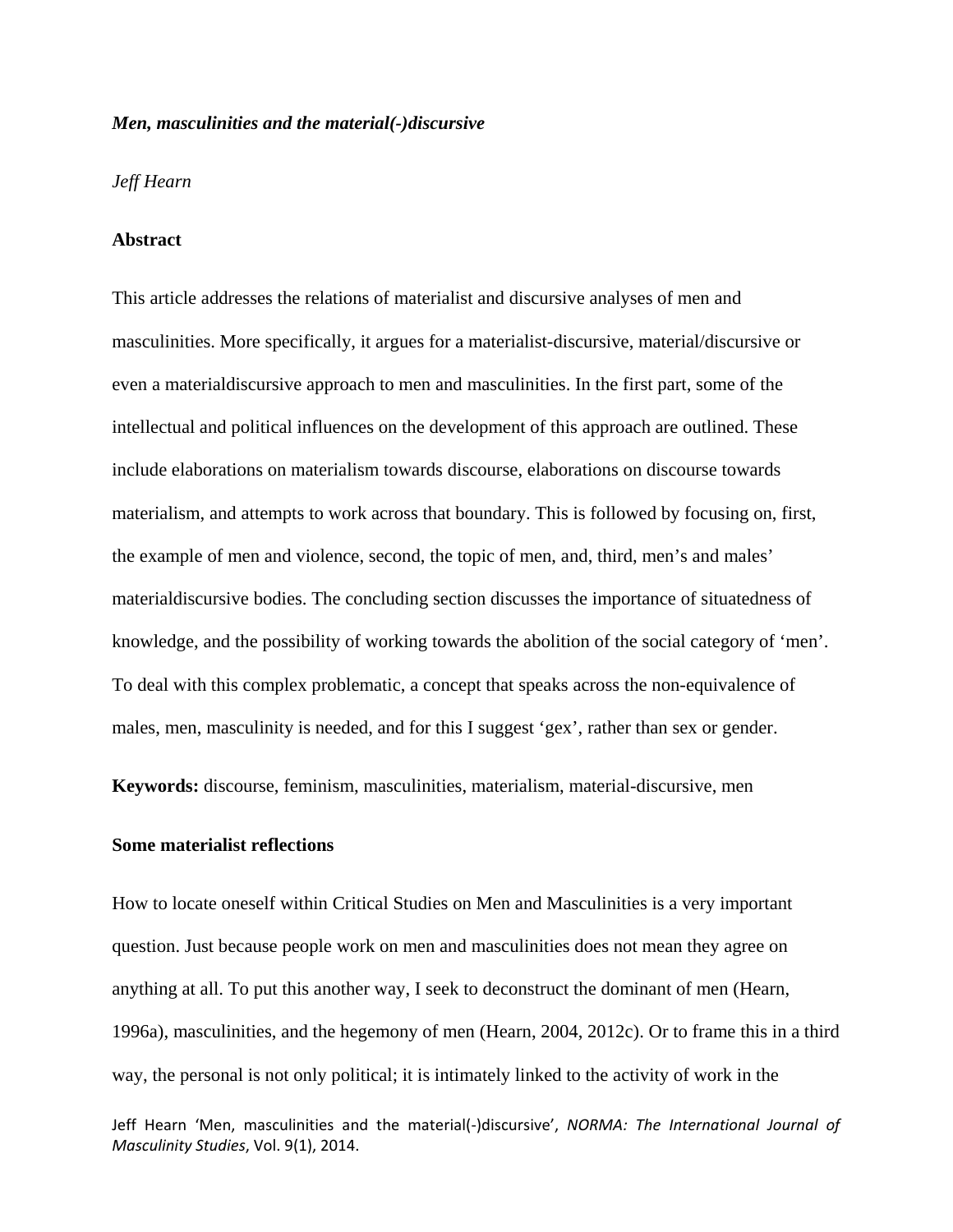*Men, masculinities and the material(-)discursive*

*Jeff Hearn*

**Abstract**

This article addresses the relations of materialist and discursive analyses of men and masculinities. More specifically, it argues for a materialist-discursive, material/discursive or even a materialdiscursive approach to men and masculinities. In the first part, some of the intellectual and political influences on the development of this approach are outlined. These include elaborations on materialism towards discourse, elaborations on discourse towards materialism, and attempts to work across that boundary. This is followed by focusing on, first, the example of men and violence, second, the topic of men, and, third, men's and males' materialdiscursive bodies. The concluding section discusses the importance of situatedness of knowledge, and the possibility of working towards the abolition of the social category of 'men'. To deal with this complex problematic, a concept that speaks across the non-equivalence of males, men, masculinity is needed, and for this I suggest 'gex', rather than sex or gender.

**Keywords:** discourse, feminism, masculinities, materialism, material-discursive, men

**Some materialist reflections**

How to locate oneself within Critical Studies on Men and Masculinities is a very important question. Just because people work on men and masculinities does not mean they agree on anything at all. To put this another way, I seek to deconstruct the dominant of men (Hearn, 1996a), masculinities, and the hegemony of men (Hearn, 2004, 2012c). Or to frame this in a third way, the personal is not only political; it is intimately linked to the activity of work in the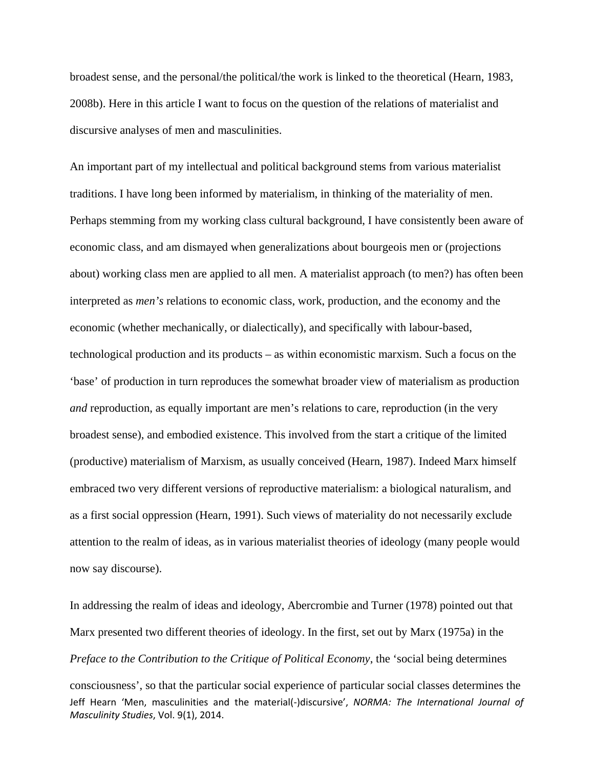broadest sense, and the personal/the political/the work is linked to the theoretical (Hearn, 1983, 2008b). Here in this article I want to focus on the question of the relations of materialist and discursive analyses of men and masculinities.

An important part of my intellectual and political background stems from various materialist traditions. I have long been informed by materialism, in thinking of the materiality of men. Perhaps stemming from my working class cultural background, I have consistently been aware of economic class, and am dismayed when generalizations about bourgeois men or (projections about) working class men are applied to all men. A materialist approach (to men?) has often been interpreted as *men's* relations to economic class, work, production, and the economy and the economic (whether mechanically, or dialectically), and specifically with labour-based, technological production and its products – as within economistic marxism. Such a focus on the 'base' of production in turn reproduces the somewhat broader view of materialism as production *and* reproduction, as equally important are men's relations to care, reproduction (in the very broadest sense), and embodied existence. This involved from the start a critique of the limited (productive) materialism of Marxism, as usually conceived (Hearn, 1987). Indeed Marx himself embraced two very different versions of reproductive materialism: a biological naturalism, and as a first social oppression (Hearn, 1991). Such views of materiality do not necessarily exclude attention to the realm of ideas, as in various materialist theories of ideology (many people would now say discourse).

In addressing the realm of ideas and ideology, Abercrombie and Turner (1978) pointed out that Marx presented two different theories of ideology. In the first, set out by Marx (1975a) in the *Preface to the Contribution to the Critique of Political Economy*, the 'social being determines consciousness', so that the particular social experience of particular social classes determines the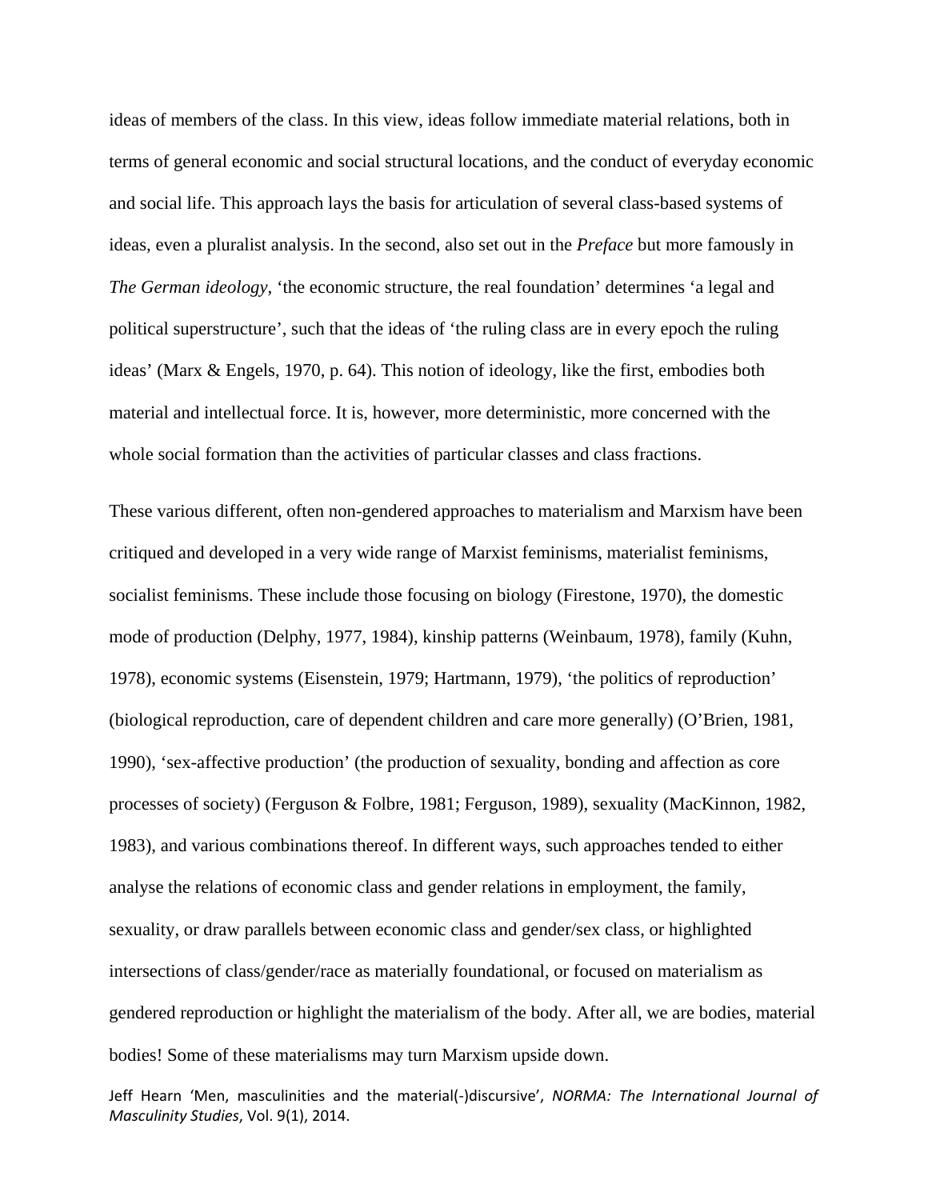ideas of members of the class. In this view, ideas follow immediate material relations, both in terms of general economic and social structural locations, and the conduct of everyday economic and social life. This approach lays the basis for articulation of several class-based systems of ideas, even a pluralist analysis. In the second, also set out in the *Preface* but more famously in *The German ideology*, 'the economic structure, the real foundation' determines 'a legal and political superstructure', such that the ideas of 'the ruling class are in every epoch the ruling ideas' (Marx & Engels, 1970, p. 64). This notion of ideology, like the first, embodies both material and intellectual force. It is, however, more deterministic, more concerned with the whole social formation than the activities of particular classes and class fractions.

These various different, often non-gendered approaches to materialism and Marxism have been critiqued and developed in a very wide range of Marxist feminisms, materialist feminisms, socialist feminisms. These include those focusing on biology (Firestone, 1970), the domestic mode of production (Delphy, 1977, 1984), kinship patterns (Weinbaum, 1978), family (Kuhn, 1978), economic systems (Eisenstein, 1979; Hartmann, 1979), 'the politics of reproduction' (biological reproduction, care of dependent children and care more generally) (O'Brien, 1981, 1990), 'sex-affective production' (the production of sexuality, bonding and affection as core processes of society) (Ferguson & Folbre, 1981; Ferguson, 1989), sexuality (MacKinnon, 1982, 1983), and various combinations thereof. In different ways, such approaches tended to either analyse the relations of economic class and gender relations in employment, the family, sexuality, or draw parallels between economic class and gender/sex class, or highlighted intersections of class/gender/race as materially foundational, or focused on materialism as gendered reproduction or highlight the materialism of the body. After all, we are bodies, material bodies! Some of these materialisms may turn Marxism upside down.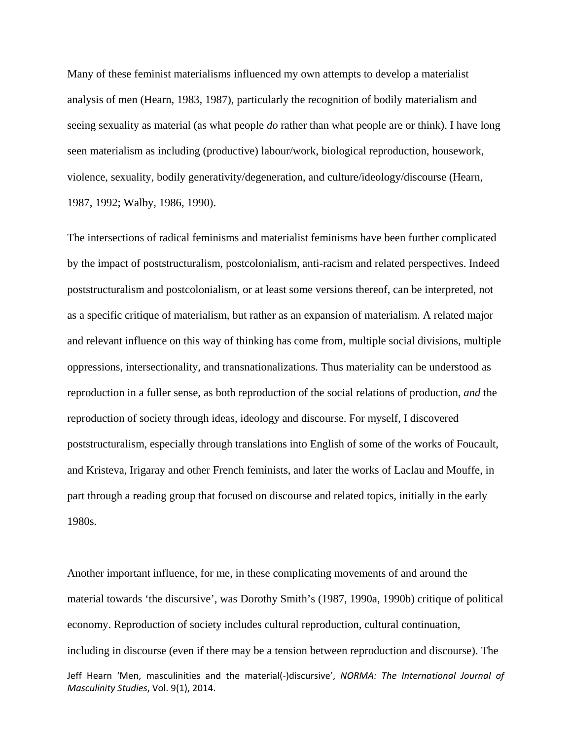Many of these feminist materialisms influenced my own attempts to develop a materialist analysis of men (Hearn, 1983, 1987), particularly the recognition of bodily materialism and seeing sexuality as material (as what people *do* rather than what people are or think). I have long seen materialism as including (productive) labour/work, biological reproduction, housework, violence, sexuality, bodily generativity/degeneration, and culture/ideology/discourse (Hearn, 1987, 1992; Walby, 1986, 1990).

The intersections of radical feminisms and materialist feminisms have been further complicated by the impact of poststructuralism, postcolonialism, anti-racism and related perspectives. Indeed poststructuralism and postcolonialism, or at least some versions thereof, can be interpreted, not as a specific critique of materialism, but rather as an expansion of materialism. A related major and relevant influence on this way of thinking has come from, multiple social divisions, multiple oppressions, intersectionality, and transnationalizations. Thus materiality can be understood as reproduction in a fuller sense, as both reproduction of the social relations of production, *and* the reproduction of society through ideas, ideology and discourse. For myself, I discovered poststructuralism, especially through translations into English of some of the works of Foucault, and Kristeva, Irigaray and other French feminists, and later the works of Laclau and Mouffe, in part through a reading group that focused on discourse and related topics, initially in the early 1980s.

Another important influence, for me, in these complicating movements of and around the material towards 'the discursive', was Dorothy Smith's (1987, 1990a, 1990b) critique of political economy. Reproduction of society includes cultural reproduction, cultural continuation, including in discourse (even if there may be a tension between reproduction and discourse). The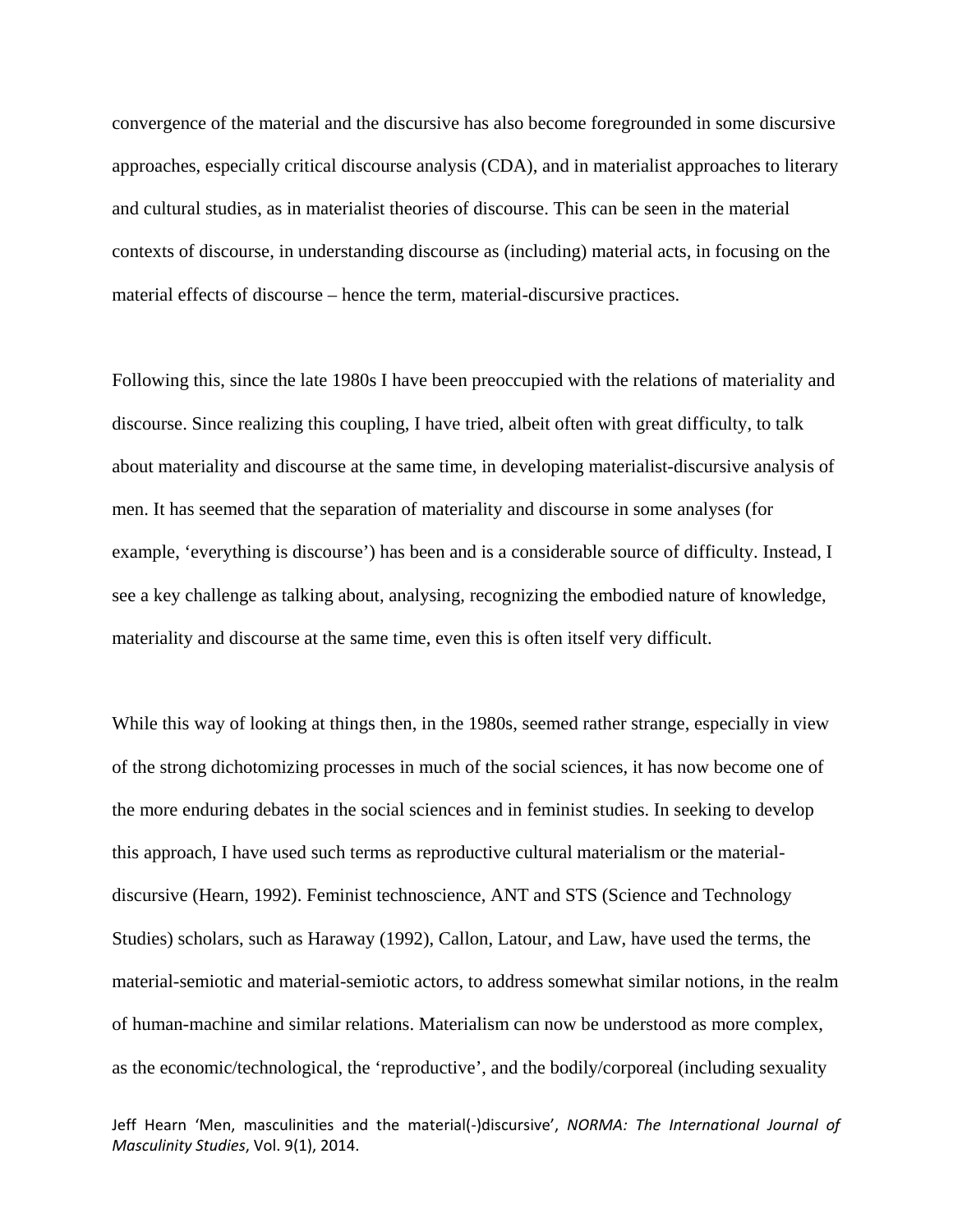convergence of the material and the discursive has also become foregrounded in some discursive approaches, especially critical discourse analysis (CDA), and in materialist approaches to literary and cultural studies, as in materialist theories of discourse. This can be seen in the material contexts of discourse, in understanding discourse as (including) material acts, in focusing on the material effects of discourse – hence the term, material-discursive practices.

Following this, since the late 1980s I have been preoccupied with the relations of materiality and discourse. Since realizing this coupling, I have tried, albeit often with great difficulty, to talk about materiality and discourse at the same time, in developing materialist-discursive analysis of men. It has seemed that the separation of materiality and discourse in some analyses (for example, 'everything is discourse') has been and is a considerable source of difficulty. Instead, I see a key challenge as talking about, analysing, recognizing the embodied nature of knowledge, materiality and discourse at the same time, even this is often itself very difficult.

While this way of looking at things then, in the 1980s, seemed rather strange, especially in view of the strong dichotomizing processes in much of the social sciences, it has now become one of the more enduring debates in the social sciences and in feminist studies. In seeking to develop this approach, I have used such terms as reproductive cultural materialism or the material-discursive (Hearn, 1992). Feminist technoscience, ANT and STS (Science and Technology Studies) scholars, such as Haraway (1992), Callon, Latour, and Law, have used the terms, the material-semiotic and material-semiotic actors, to address somewhat similar notions, in the realm of human-machine and similar relations. Materialism can now be understood as more complex, as the economic/technological, the 'reproductive', and the bodily/corporeal (including sexuality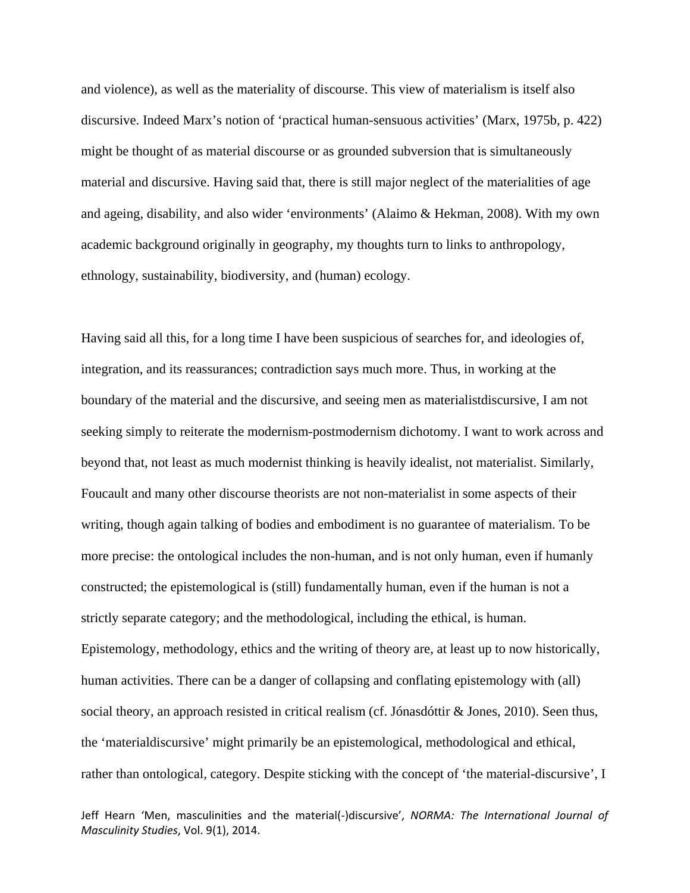and violence), as well as the materiality of discourse. This view of materialism is itself also discursive. Indeed Marx's notion of 'practical human-sensuous activities' (Marx, 1975b, p. 422) might be thought of as material discourse or as grounded subversion that is simultaneously material and discursive. Having said that, there is still major neglect of the materialities of age and ageing, disability, and also wider 'environments' (Alaimo & Hekman, 2008). With my own academic background originally in geography, my thoughts turn to links to anthropology, ethnology, sustainability, biodiversity, and (human) ecology.

Having said all this, for a long time I have been suspicious of searches for, and ideologies of, integration, and its reassurances; contradiction says much more. Thus, in working at the boundary of the material and the discursive, and seeing men as materialistdiscursive, I am not seeking simply to reiterate the modernism-postmodernism dichotomy. I want to work across and beyond that, not least as much modernist thinking is heavily idealist, not materialist. Similarly, Foucault and many other discourse theorists are not non-materialist in some aspects of their writing, though again talking of bodies and embodiment is no guarantee of materialism. To be more precise: the ontological includes the non-human, and is not only human, even if humanly constructed; the epistemological is (still) fundamentally human, even if the human is not a strictly separate category; and the methodological, including the ethical, is human. Epistemology, methodology, ethics and the writing of theory are, at least up to now historically, human activities. There can be a danger of collapsing and conflating epistemology with (all) social theory, an approach resisted in critical realism (cf. Jónasdóttir & Jones, 2010). Seen thus, the 'materialdiscursive' might primarily be an epistemological, methodological and ethical, rather than ontological, category. Despite sticking with the concept of 'the material-discursive', I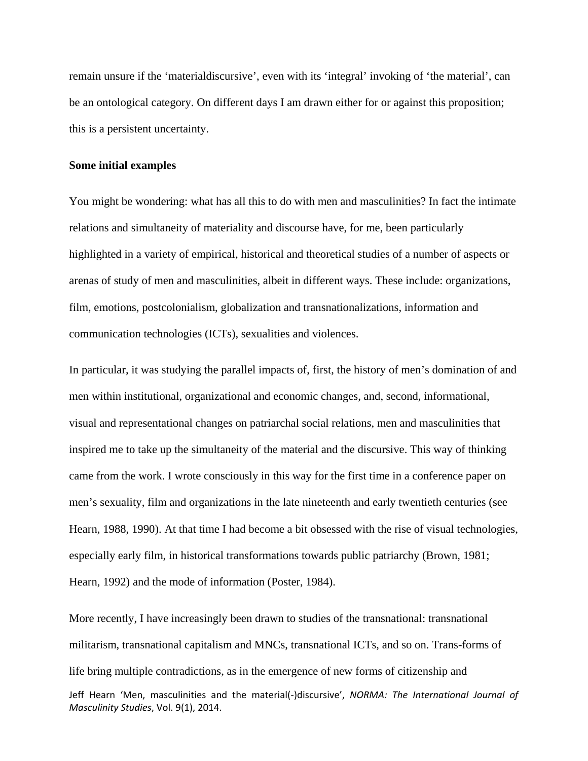remain unsure if the 'materialdiscursive', even with its 'integral' invoking of 'the material', can be an ontological category. On different days I am drawn either for or against this proposition; this is a persistent uncertainty.

**Some initial examples**

You might be wondering: what has all this to do with men and masculinities? In fact the intimate relations and simultaneity of materiality and discourse have, for me, been particularly highlighted in a variety of empirical, historical and theoretical studies of a number of aspects or arenas of study of men and masculinities, albeit in different ways. These include: organizations, film, emotions, postcolonialism, globalization and transnationalizations, information and communication technologies (ICTs), sexualities and violences.

In particular, it was studying the parallel impacts of, first, the history of men's domination of and men within institutional, organizational and economic changes, and, second, informational, visual and representational changes on patriarchal social relations, men and masculinities that inspired me to take up the simultaneity of the material and the discursive. This way of thinking came from the work. I wrote consciously in this way for the first time in a conference paper on men's sexuality, film and organizations in the late nineteenth and early twentieth centuries (see Hearn, 1988, 1990). At that time I had become a bit obsessed with the rise of visual technologies, especially early film, in historical transformations towards public patriarchy (Brown, 1981; Hearn, 1992) and the mode of information (Poster, 1984).

More recently, I have increasingly been drawn to studies of the transnational: transnational militarism, transnational capitalism and MNCs, transnational ICTs, and so on. Trans-forms of life bring multiple contradictions, as in the emergence of new forms of citizenship and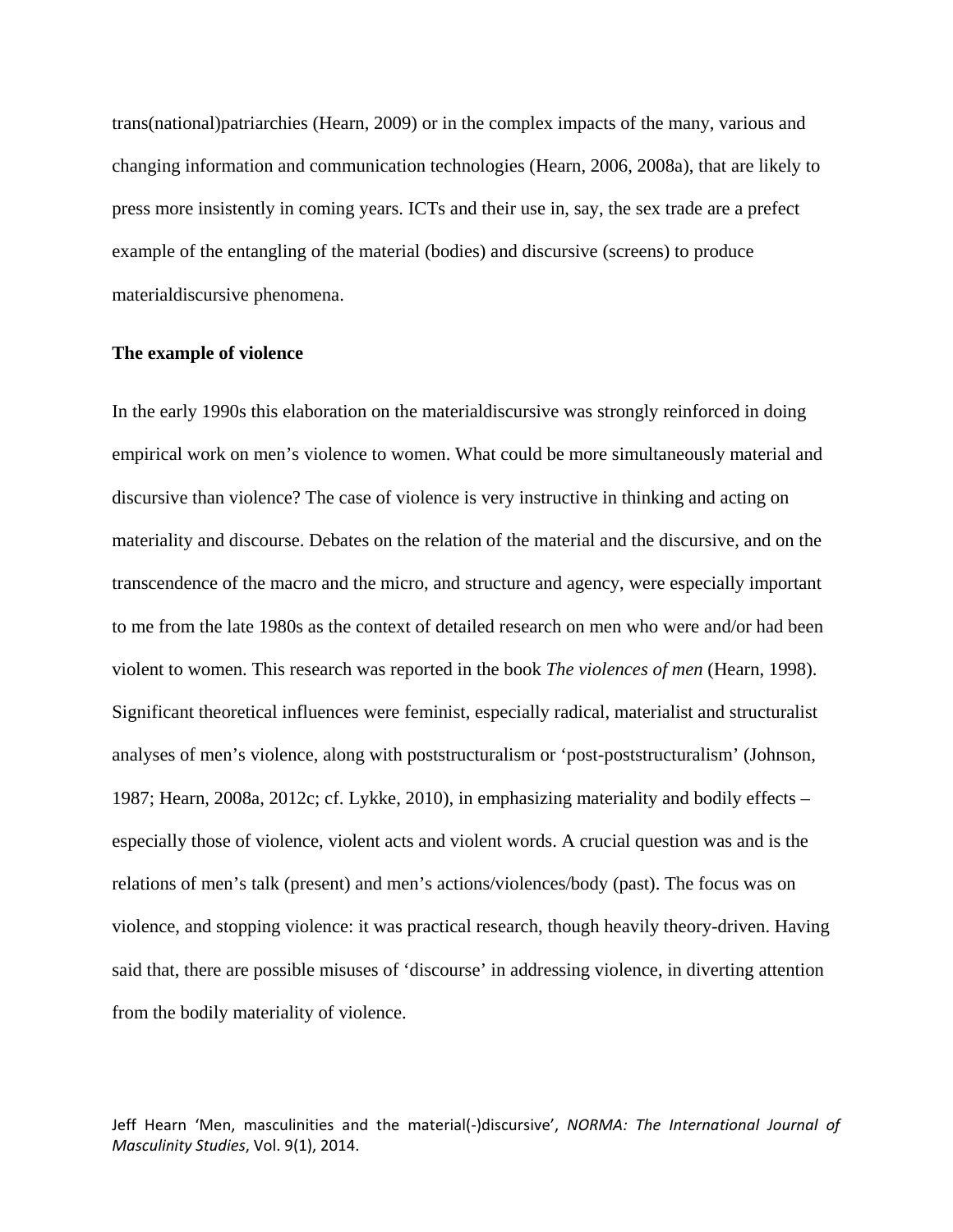trans(national)patriarchies (Hearn, 2009) or in the complex impacts of the many, various and changing information and communication technologies (Hearn, 2006, 2008a), that are likely to press more insistently in coming years. ICTs and their use in, say, the sex trade are a prefect example of the entangling of the material (bodies) and discursive (screens) to produce materialdiscursive phenomena.

**The example of violence**

In the early 1990s this elaboration on the materialdiscursive was strongly reinforced in doing empirical work on men's violence to women. What could be more simultaneously material and discursive than violence? The case of violence is very instructive in thinking and acting on materiality and discourse. Debates on the relation of the material and the discursive, and on the transcendence of the macro and the micro, and structure and agency, were especially important to me from the late 1980s as the context of detailed research on men who were and/or had been violent to women. This research was reported in the book *The violences of men* (Hearn, 1998). Significant theoretical influences were feminist, especially radical, materialist and structuralist analyses of men's violence, along with poststructuralism or 'post-poststructuralism' (Johnson, 1987; Hearn, 2008a, 2012c; cf. Lykke, 2010), in emphasizing materiality and bodily effects – especially those of violence, violent acts and violent words. A crucial question was and is the relations of men's talk (present) and men's actions/violences/body (past). The focus was on violence, and stopping violence: it was practical research, though heavily theory-driven. Having said that, there are possible misuses of 'discourse' in addressing violence, in diverting attention from the bodily materiality of violence.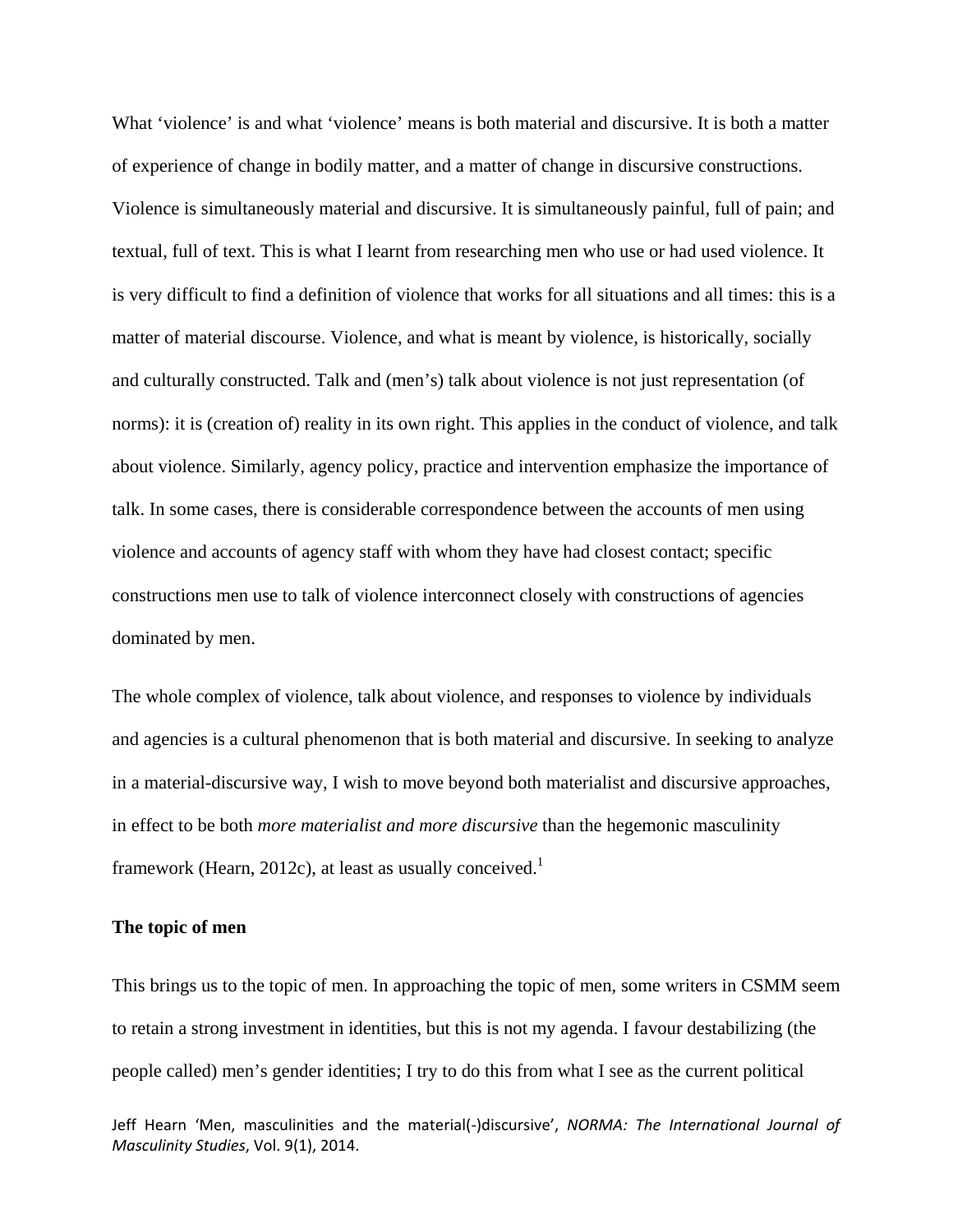What 'violence' is and what 'violence' means is both material and discursive. It is both a matter of experience of change in bodily matter, and a matter of change in discursive constructions. Violence is simultaneously material and discursive. It is simultaneously painful, full of pain; and textual, full of text. This is what I learnt from researching men who use or had used violence. It is very difficult to find a definition of violence that works for all situations and all times: this is a matter of material discourse. Violence, and what is meant by violence, is historically, socially and culturally constructed. Talk and (men's) talk about violence is not just representation (of norms): it is (creation of) reality in its own right. This applies in the conduct of violence, and talk about violence. Similarly, agency policy, practice and intervention emphasize the importance of talk. In some cases, there is considerable correspondence between the accounts of men using violence and accounts of agency staff with whom they have had closest contact; specific constructions men use to talk of violence interconnect closely with constructions of agencies dominated by men.

The whole complex of violence, talk about violence, and responses to violence by individuals and agencies is a cultural phenomenon that is both material and discursive. In seeking to analyze in a material-discursive way, I wish to move beyond both materialist and discursive approaches, in effect to be both *more materialist and more discursive* than the hegemonic masculinity framework (Hearn, 2012c), at least as usually conceived.[1]

## The topic of men

This brings us to the topic of men. In approaching the topic of men, some writers in CSMM seem to retain a strong investment in identities, but this is not my agenda. I favour destabilizing (the people called) men's gender identities; I try to do this from what I see as the current political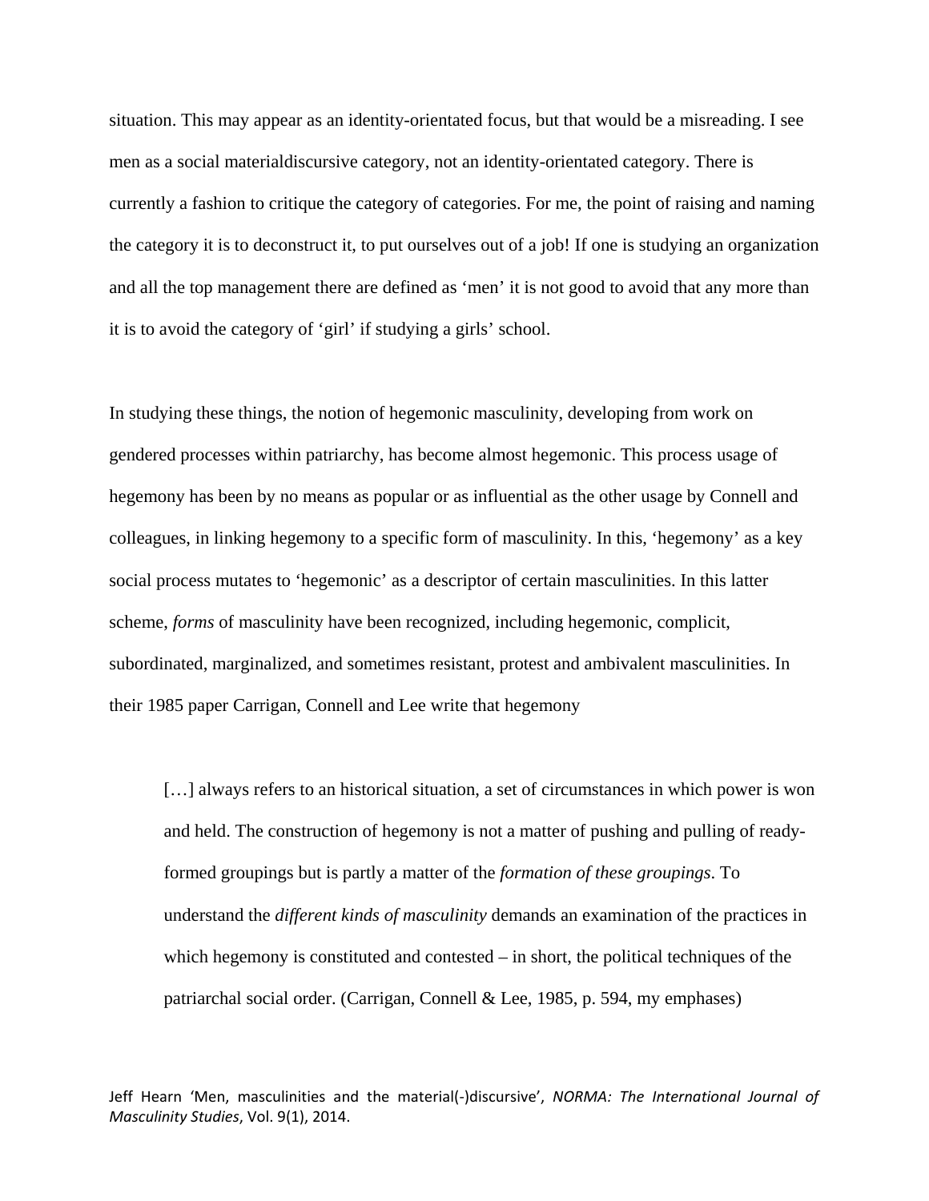situation. This may appear as an identity-orientated focus, but that would be a misreading. I see men as a social materialdiscursive category, not an identity-orientated category. There is currently a fashion to critique the category of categories. For me, the point of raising and naming the category it is to deconstruct it, to put ourselves out of a job! If one is studying an organization and all the top management there are defined as 'men' it is not good to avoid that any more than it is to avoid the category of 'girl' if studying a girls' school.

In studying these things, the notion of hegemonic masculinity, developing from work on gendered processes within patriarchy, has become almost hegemonic. This process usage of hegemony has been by no means as popular or as influential as the other usage by Connell and colleagues, in linking hegemony to a specific form of masculinity. In this, 'hegemony' as a key social process mutates to 'hegemonic' as a descriptor of certain masculinities. In this latter scheme, *forms* of masculinity have been recognized, including hegemonic, complicit, subordinated, marginalized, and sometimes resistant, protest and ambivalent masculinities. In their 1985 paper Carrigan, Connell and Lee write that hegemony

> […] always refers to an historical situation, a set of circumstances in which power is won and held. The construction of hegemony is not a matter of pushing and pulling of ready-formed groupings but is partly a matter of the *formation of these groupings*. To understand the *different kinds of masculinity* demands an examination of the practices in which hegemony is constituted and contested – in short, the political techniques of the patriarchal social order. (Carrigan, Connell & Lee, 1985, p. 594, my emphases)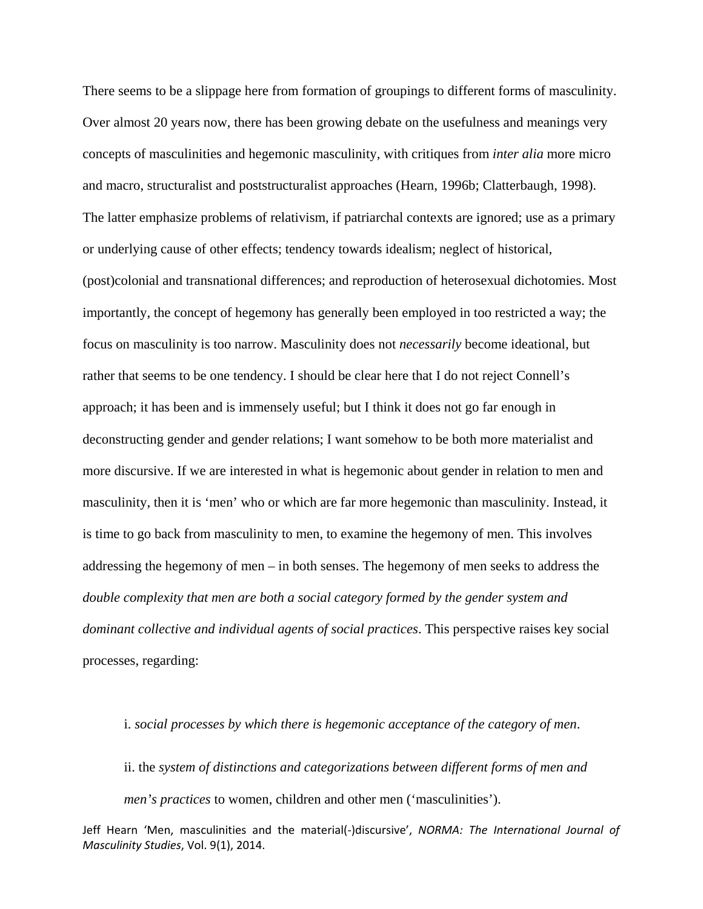There seems to be a slippage here from formation of groupings to different forms of masculinity. Over almost 20 years now, there has been growing debate on the usefulness and meanings very concepts of masculinities and hegemonic masculinity, with critiques from *inter alia* more micro and macro, structuralist and poststructuralist approaches (Hearn, 1996b; Clatterbaugh, 1998). The latter emphasize problems of relativism, if patriarchal contexts are ignored; use as a primary or underlying cause of other effects; tendency towards idealism; neglect of historical, (post)colonial and transnational differences; and reproduction of heterosexual dichotomies. Most importantly, the concept of hegemony has generally been employed in too restricted a way; the focus on masculinity is too narrow. Masculinity does not *necessarily* become ideational, but rather that seems to be one tendency. I should be clear here that I do not reject Connell's approach; it has been and is immensely useful; but I think it does not go far enough in deconstructing gender and gender relations; I want somehow to be both more materialist and more discursive. If we are interested in what is hegemonic about gender in relation to men and masculinity, then it is 'men' who or which are far more hegemonic than masculinity. Instead, it is time to go back from masculinity to men, to examine the hegemony of men. This involves addressing the hegemony of men – in both senses. The hegemony of men seeks to address the *double complexity that men are both a social category formed by the gender system and dominant collective and individual agents of social practices*. This perspective raises key social processes, regarding:

i. *social processes by which there is hegemonic acceptance of the category of men*.

ii. the *system of distinctions and categorizations between different forms of men and men's practices* to women, children and other men ('masculinities').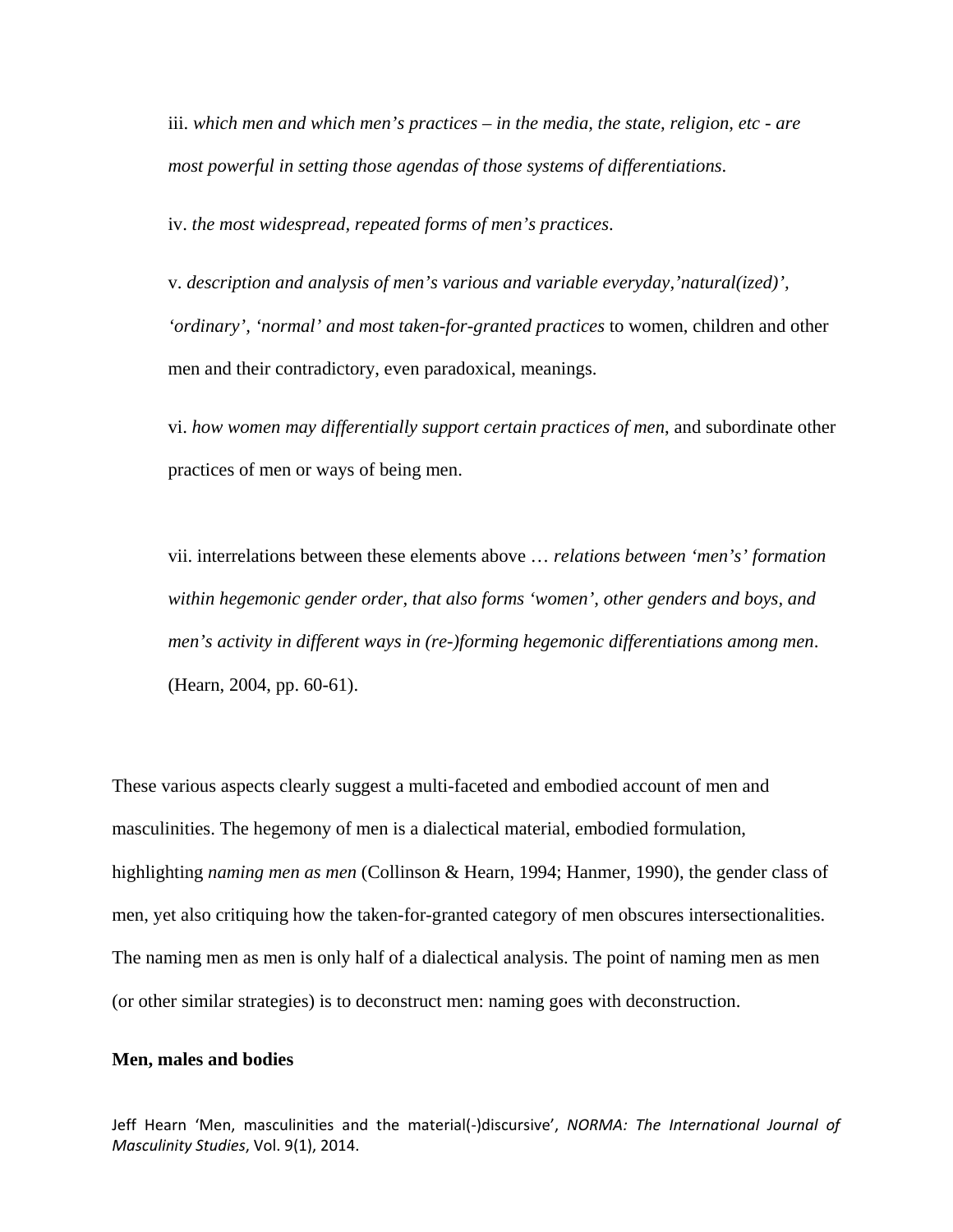iii. *which men and which men's practices – in the media, the state, religion, etc - are most powerful in setting those agendas of those systems of differentiations*.

iv. *the most widespread, repeated forms of men's practices*.

v. *description and analysis of men's various and variable everyday,'natural(ized)', 'ordinary', 'normal' and most taken-for-granted practices* to women, children and other men and their contradictory, even paradoxical, meanings.

vi. *how women may differentially support certain practices of men*, and subordinate other practices of men or ways of being men.

vii. interrelations between these elements above … *relations between 'men's' formation within hegemonic gender order, that also forms 'women', other genders and boys, and men's activity in different ways in (re-)forming hegemonic differentiations among men*. (Hearn, 2004, pp. 60-61).

These various aspects clearly suggest a multi-faceted and embodied account of men and masculinities. The hegemony of men is a dialectical material, embodied formulation, highlighting *naming men as men* (Collinson & Hearn, 1994; Hanmer, 1990), the gender class of men, yet also critiquing how the taken-for-granted category of men obscures intersectionalities. The naming men as men is only half of a dialectical analysis. The point of naming men as men (or other similar strategies) is to deconstruct men: naming goes with deconstruction.

**Men, males and bodies**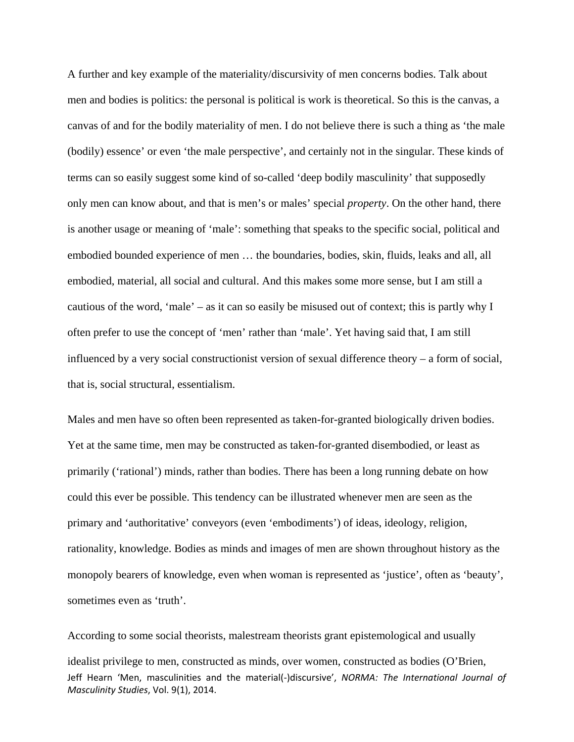A further and key example of the materiality/discursivity of men concerns bodies. Talk about men and bodies is politics: the personal is political is work is theoretical. So this is the canvas, a canvas of and for the bodily materiality of men. I do not believe there is such a thing as 'the male (bodily) essence' or even 'the male perspective', and certainly not in the singular. These kinds of terms can so easily suggest some kind of so-called 'deep bodily masculinity' that supposedly only men can know about, and that is men's or males' special *property*. On the other hand, there is another usage or meaning of 'male': something that speaks to the specific social, political and embodied bounded experience of men … the boundaries, bodies, skin, fluids, leaks and all, all embodied, material, all social and cultural. And this makes some more sense, but I am still a cautious of the word, 'male' – as it can so easily be misused out of context; this is partly why I often prefer to use the concept of 'men' rather than 'male'. Yet having said that, I am still influenced by a very social constructionist version of sexual difference theory – a form of social, that is, social structural, essentialism.

Males and men have so often been represented as taken-for-granted biologically driven bodies. Yet at the same time, men may be constructed as taken-for-granted disembodied, or least as primarily ('rational') minds, rather than bodies. There has been a long running debate on how could this ever be possible. This tendency can be illustrated whenever men are seen as the primary and 'authoritative' conveyors (even 'embodiments') of ideas, ideology, religion, rationality, knowledge. Bodies as minds and images of men are shown throughout history as the monopoly bearers of knowledge, even when woman is represented as 'justice', often as 'beauty', sometimes even as 'truth'.

According to some social theorists, malestream theorists grant epistemological and usually idealist privilege to men, constructed as minds, over women, constructed as bodies (O'Brien,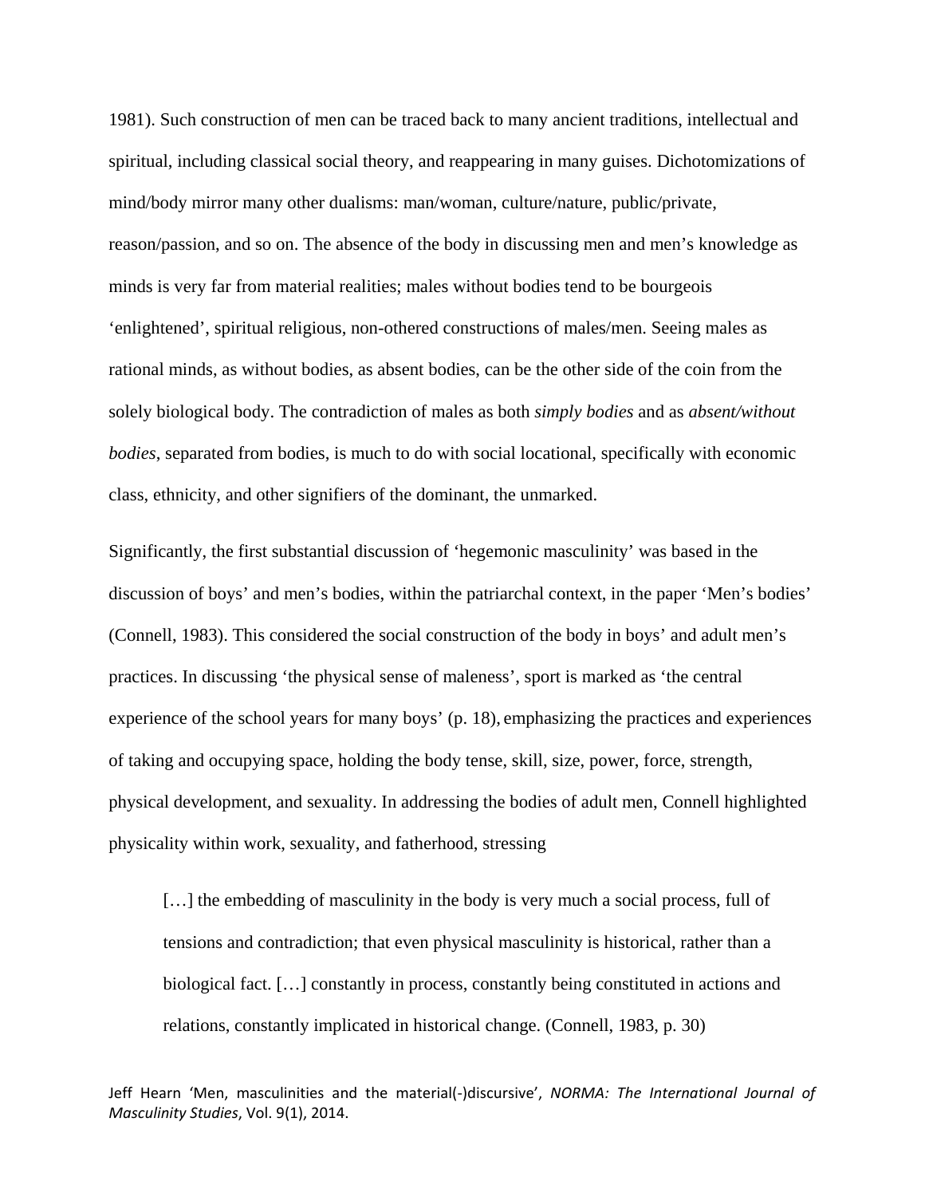1981). Such construction of men can be traced back to many ancient traditions, intellectual and spiritual, including classical social theory, and reappearing in many guises. Dichotomizations of mind/body mirror many other dualisms: man/woman, culture/nature, public/private, reason/passion, and so on. The absence of the body in discussing men and men's knowledge as minds is very far from material realities; males without bodies tend to be bourgeois 'enlightened', spiritual religious, non-othered constructions of males/men. Seeing males as rational minds, as without bodies, as absent bodies, can be the other side of the coin from the solely biological body. The contradiction of males as both *simply bodies* and as *absent/without bodies*, separated from bodies, is much to do with social locational, specifically with economic class, ethnicity, and other signifiers of the dominant, the unmarked.

Significantly, the first substantial discussion of 'hegemonic masculinity' was based in the discussion of boys' and men's bodies, within the patriarchal context, in the paper 'Men's bodies' (Connell, 1983). This considered the social construction of the body in boys' and adult men's practices. In discussing 'the physical sense of maleness', sport is marked as 'the central experience of the school years for many boys' (p. 18), emphasizing the practices and experiences of taking and occupying space, holding the body tense, skill, size, power, force, strength, physical development, and sexuality. In addressing the bodies of adult men, Connell highlighted physicality within work, sexuality, and fatherhood, stressing

> […] the embedding of masculinity in the body is very much a social process, full of tensions and contradiction; that even physical masculinity is historical, rather than a biological fact. […] constantly in process, constantly being constituted in actions and relations, constantly implicated in historical change. (Connell, 1983, p. 30)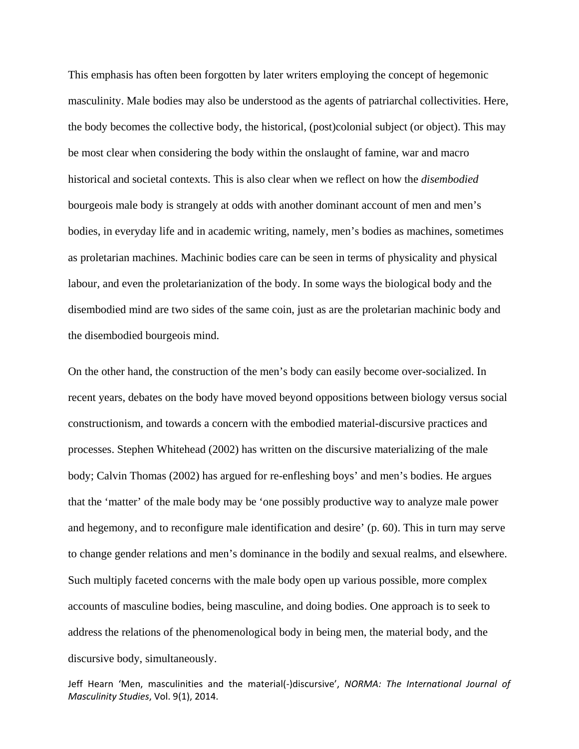This emphasis has often been forgotten by later writers employing the concept of hegemonic masculinity. Male bodies may also be understood as the agents of patriarchal collectivities. Here, the body becomes the collective body, the historical, (post)colonial subject (or object). This may be most clear when considering the body within the onslaught of famine, war and macro historical and societal contexts. This is also clear when we reflect on how the *disembodied* bourgeois male body is strangely at odds with another dominant account of men and men's bodies, in everyday life and in academic writing, namely, men's bodies as machines, sometimes as proletarian machines. Machinic bodies care can be seen in terms of physicality and physical labour, and even the proletarianization of the body. In some ways the biological body and the disembodied mind are two sides of the same coin, just as are the proletarian machinic body and the disembodied bourgeois mind.

On the other hand, the construction of the men's body can easily become over-socialized. In recent years, debates on the body have moved beyond oppositions between biology versus social constructionism, and towards a concern with the embodied material-discursive practices and processes. Stephen Whitehead (2002) has written on the discursive materializing of the male body; Calvin Thomas (2002) has argued for re-enfleshing boys' and men's bodies. He argues that the 'matter' of the male body may be 'one possibly productive way to analyze male power and hegemony, and to reconfigure male identification and desire' (p. 60). This in turn may serve to change gender relations and men's dominance in the bodily and sexual realms, and elsewhere. Such multiply faceted concerns with the male body open up various possible, more complex accounts of masculine bodies, being masculine, and doing bodies. One approach is to seek to address the relations of the phenomenological body in being men, the material body, and the discursive body, simultaneously.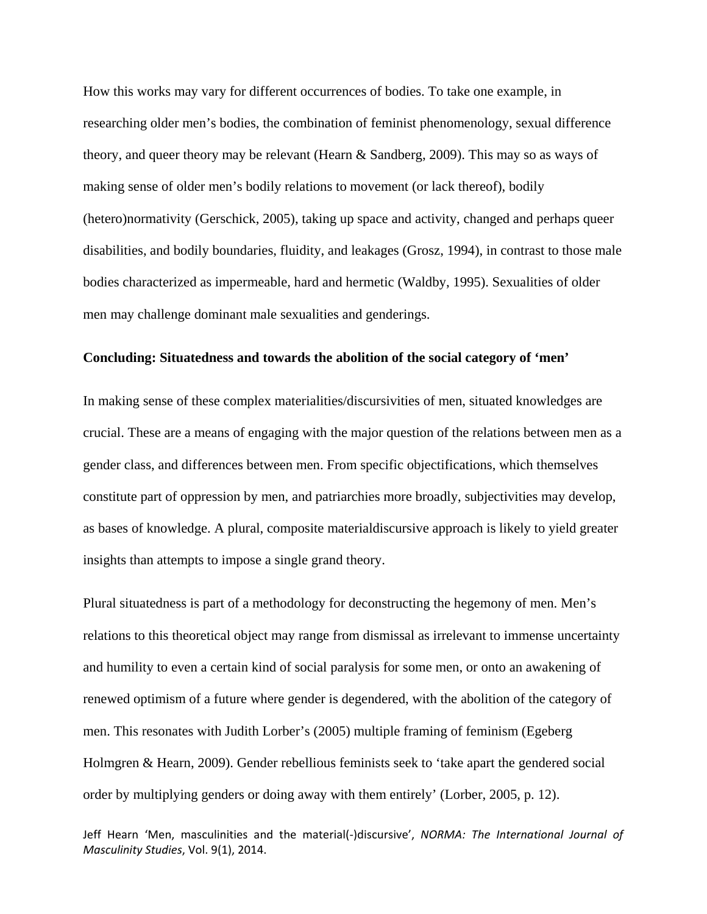How this works may vary for different occurrences of bodies. To take one example, in researching older men's bodies, the combination of feminist phenomenology, sexual difference theory, and queer theory may be relevant (Hearn & Sandberg, 2009). This may so as ways of making sense of older men's bodily relations to movement (or lack thereof), bodily (hetero)normativity (Gerschick, 2005), taking up space and activity, changed and perhaps queer disabilities, and bodily boundaries, fluidity, and leakages (Grosz, 1994), in contrast to those male bodies characterized as impermeable, hard and hermetic (Waldby, 1995). Sexualities of older men may challenge dominant male sexualities and genderings.

### Concluding: Situatedness and towards the abolition of the social category of 'men'

In making sense of these complex materialities/discursivities of men, situated knowledges are crucial. These are a means of engaging with the major question of the relations between men as a gender class, and differences between men. From specific objectifications, which themselves constitute part of oppression by men, and patriarchies more broadly, subjectivities may develop, as bases of knowledge. A plural, composite materialdiscursive approach is likely to yield greater insights than attempts to impose a single grand theory.

Plural situatedness is part of a methodology for deconstructing the hegemony of men. Men's relations to this theoretical object may range from dismissal as irrelevant to immense uncertainty and humility to even a certain kind of social paralysis for some men, or onto an awakening of renewed optimism of a future where gender is degendered, with the abolition of the category of men. This resonates with Judith Lorber's (2005) multiple framing of feminism (Egeberg Holmgren & Hearn, 2009). Gender rebellious feminists seek to 'take apart the gendered social order by multiplying genders or doing away with them entirely' (Lorber, 2005, p. 12).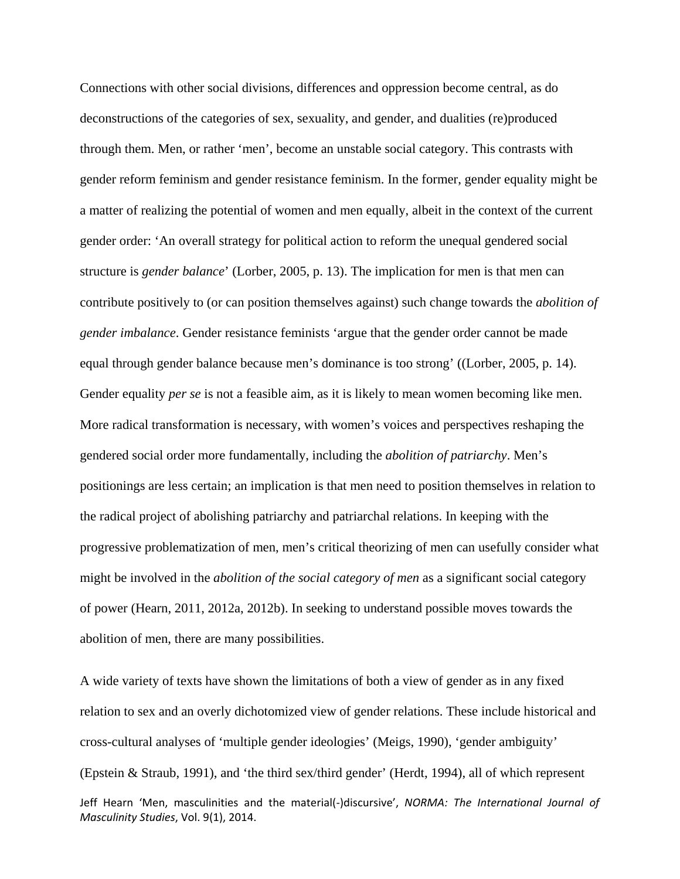Connections with other social divisions, differences and oppression become central, as do deconstructions of the categories of sex, sexuality, and gender, and dualities (re)produced through them. Men, or rather 'men', become an unstable social category. This contrasts with gender reform feminism and gender resistance feminism. In the former, gender equality might be a matter of realizing the potential of women and men equally, albeit in the context of the current gender order: 'An overall strategy for political action to reform the unequal gendered social structure is *gender balance*' (Lorber, 2005, p. 13). The implication for men is that men can contribute positively to (or can position themselves against) such change towards the *abolition of gender imbalance*. Gender resistance feminists 'argue that the gender order cannot be made equal through gender balance because men's dominance is too strong' ((Lorber, 2005, p. 14). Gender equality *per se* is not a feasible aim, as it is likely to mean women becoming like men. More radical transformation is necessary, with women's voices and perspectives reshaping the gendered social order more fundamentally, including the *abolition of patriarchy*. Men's positionings are less certain; an implication is that men need to position themselves in relation to the radical project of abolishing patriarchy and patriarchal relations. In keeping with the progressive problematization of men, men's critical theorizing of men can usefully consider what might be involved in the *abolition of the social category of men* as a significant social category of power (Hearn, 2011, 2012a, 2012b). In seeking to understand possible moves towards the abolition of men, there are many possibilities.

A wide variety of texts have shown the limitations of both a view of gender as in any fixed relation to sex and an overly dichotomized view of gender relations. These include historical and cross-cultural analyses of 'multiple gender ideologies' (Meigs, 1990), 'gender ambiguity' (Epstein & Straub, 1991), and 'the third sex/third gender' (Herdt, 1994), all of which represent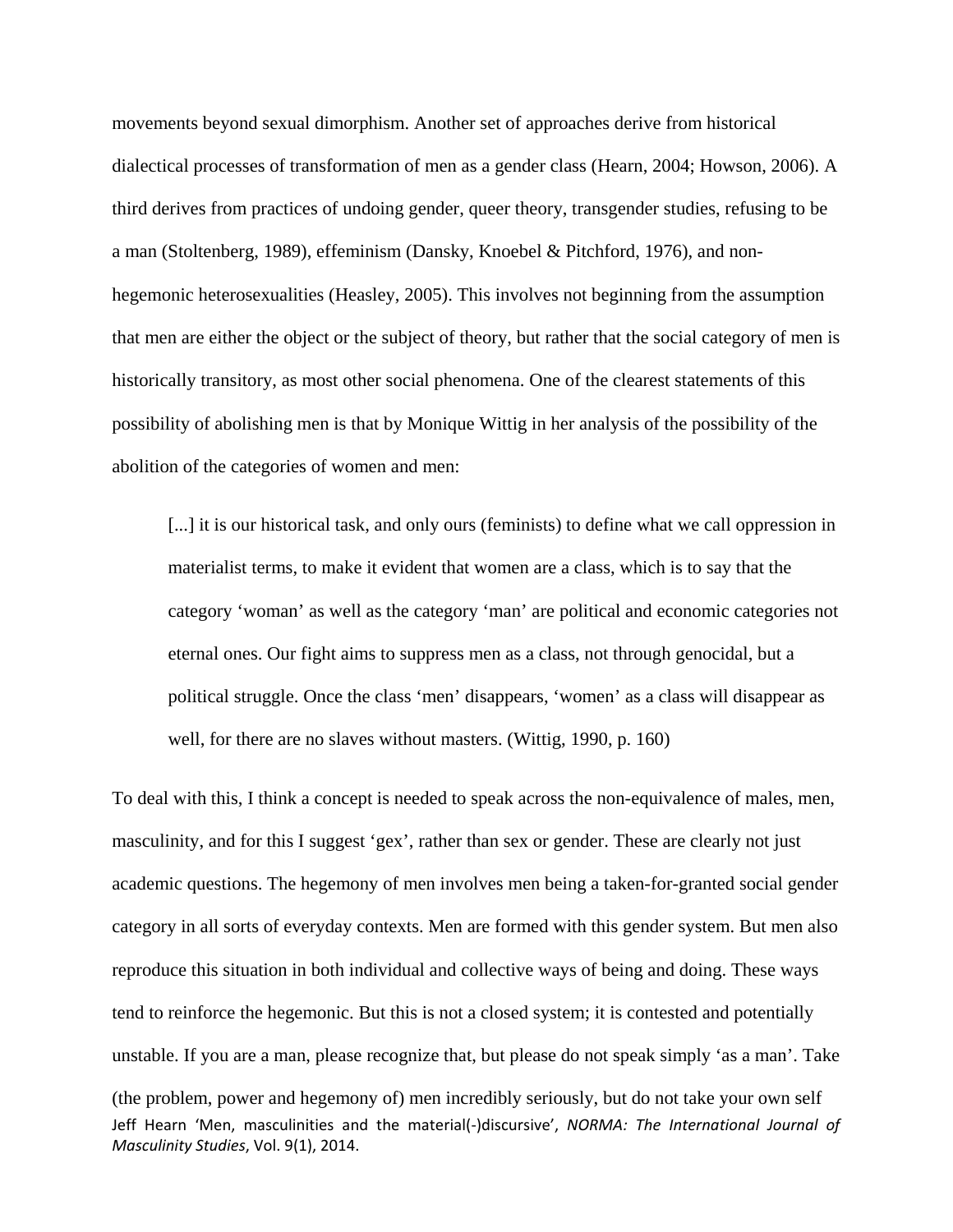movements beyond sexual dimorphism. Another set of approaches derive from historical dialectical processes of transformation of men as a gender class (Hearn, 2004; Howson, 2006). A third derives from practices of undoing gender, queer theory, transgender studies, refusing to be a man (Stoltenberg, 1989), effeminism (Dansky, Knoebel & Pitchford, 1976), and non-hegemonic heterosexualities (Heasley, 2005). This involves not beginning from the assumption that men are either the object or the subject of theory, but rather that the social category of men is historically transitory, as most other social phenomena. One of the clearest statements of this possibility of abolishing men is that by Monique Wittig in her analysis of the possibility of the abolition of the categories of women and men:

> [...] it is our historical task, and only ours (feminists) to define what we call oppression in materialist terms, to make it evident that women are a class, which is to say that the category 'woman' as well as the category 'man' are political and economic categories not eternal ones. Our fight aims to suppress men as a class, not through genocidal, but a political struggle. Once the class 'men' disappears, 'women' as a class will disappear as well, for there are no slaves without masters. (Wittig, 1990, p. 160)

To deal with this, I think a concept is needed to speak across the non-equivalence of males, men, masculinity, and for this I suggest 'gex', rather than sex or gender. These are clearly not just academic questions. The hegemony of men involves men being a taken-for-granted social gender category in all sorts of everyday contexts. Men are formed with this gender system. But men also reproduce this situation in both individual and collective ways of being and doing. These ways tend to reinforce the hegemonic. But this is not a closed system; it is contested and potentially unstable. If you are a man, please recognize that, but please do not speak simply 'as a man'. Take (the problem, power and hegemony of) men incredibly seriously, but do not take your own self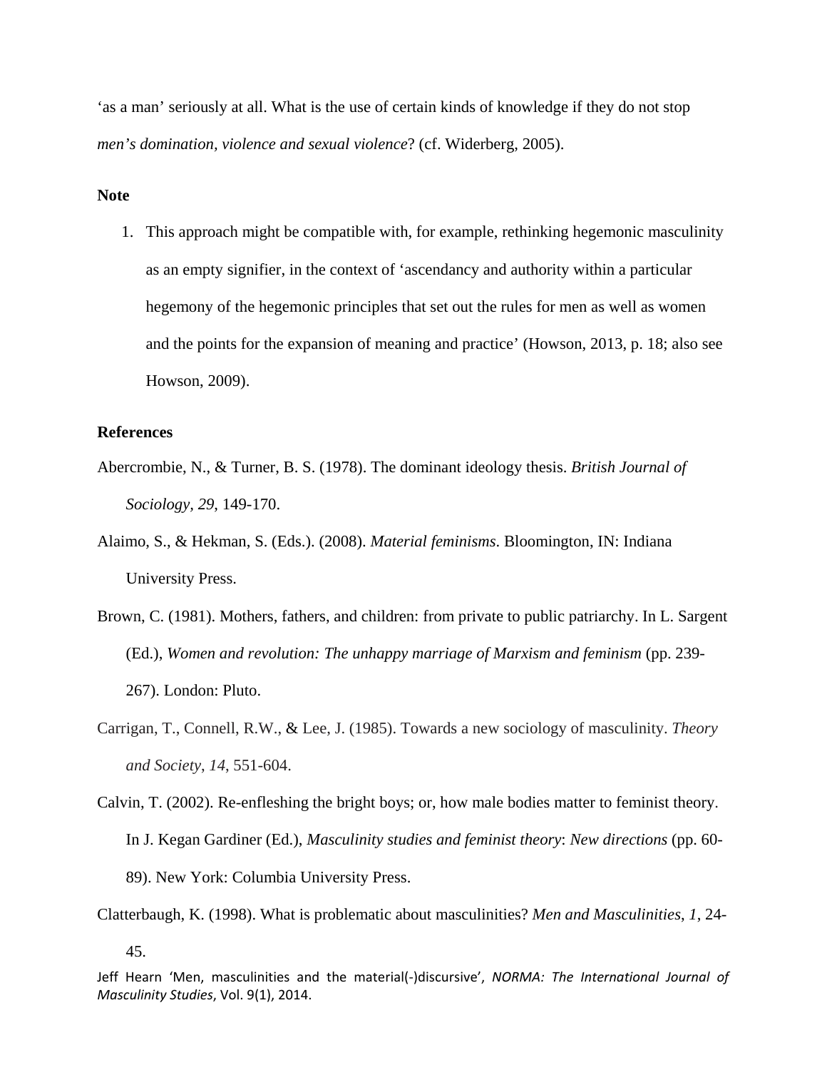'as a man' seriously at all. What is the use of certain kinds of knowledge if they do not stop *men's domination, violence and sexual violence*? (cf. Widerberg, 2005).

**Note**

1. This approach might be compatible with, for example, rethinking hegemonic masculinity as an empty signifier, in the context of 'ascendancy and authority within a particular hegemony of the hegemonic principles that set out the rules for men as well as women and the points for the expansion of meaning and practice' (Howson, 2013, p. 18; also see Howson, 2009).

**References**

Abercrombie, N., & Turner, B. S. (1978). The dominant ideology thesis. *British Journal of Sociology*, *29*, 149-170.

Alaimo, S., & Hekman, S. (Eds.). (2008). *Material feminisms*. Bloomington, IN: Indiana University Press.

Brown, C. (1981). Mothers, fathers, and children: from private to public patriarchy. In L. Sargent (Ed.), *Women and revolution: The unhappy marriage of Marxism and feminism* (pp. 239-267). London: Pluto.

Carrigan, T., Connell, R.W., & Lee, J. (1985). Towards a new sociology of masculinity. *Theory and Society*, *14*, 551-604.

Calvin, T. (2002). Re-enfleshing the bright boys; or, how male bodies matter to feminist theory. In J. Kegan Gardiner (Ed.), *Masculinity studies and feminist theory*: *New directions* (pp. 60-89). New York: Columbia University Press.

Clatterbaugh, K. (1998). What is problematic about masculinities? *Men and Masculinities*, *1*, 24-45.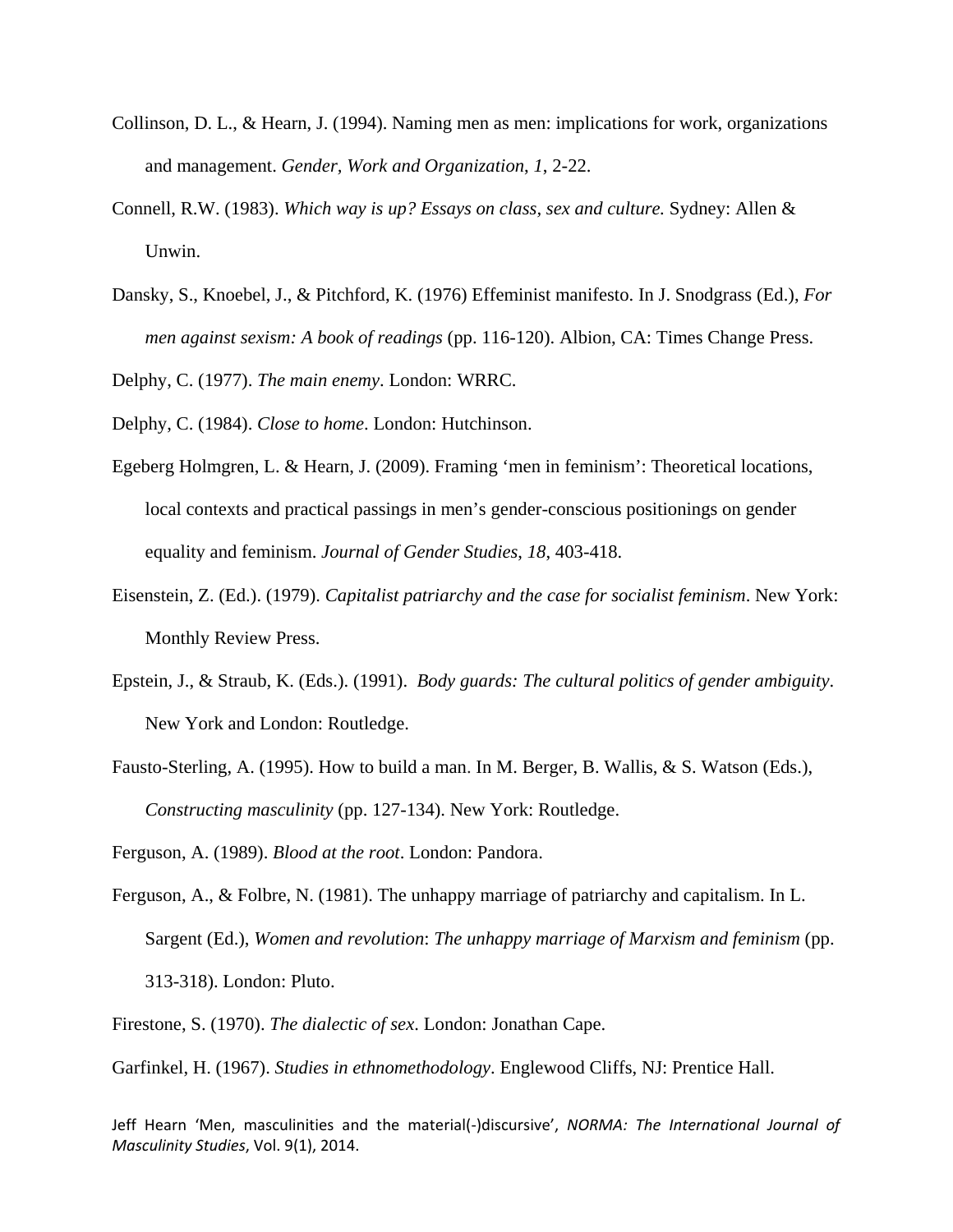Collinson, D. L., & Hearn, J. (1994). Naming men as men: implications for work, organizations and management. *Gender, Work and Organization*, *1*, 2-22.

Connell, R.W. (1983). *Which way is up? Essays on class, sex and culture.* Sydney: Allen & Unwin.

Dansky, S., Knoebel, J., & Pitchford, K. (1976) Effeminist manifesto. In J. Snodgrass (Ed.), *For men against sexism: A book of readings* (pp. 116-120). Albion, CA: Times Change Press.

Delphy, C. (1977). *The main enemy*. London: WRRC.

Delphy, C. (1984). *Close to home*. London: Hutchinson.

Egeberg Holmgren, L. & Hearn, J. (2009). Framing 'men in feminism': Theoretical locations, local contexts and practical passings in men's gender-conscious positionings on gender equality and feminism. *Journal of Gender Studies*, *18*, 403-418.

Eisenstein, Z. (Ed.). (1979). *Capitalist patriarchy and the case for socialist feminism*. New York: Monthly Review Press.

Epstein, J., & Straub, K. (Eds.). (1991). *Body guards: The cultural politics of gender ambiguity*. New York and London: Routledge.

Fausto-Sterling, A. (1995). How to build a man. In M. Berger, B. Wallis, & S. Watson (Eds.), *Constructing masculinity* (pp. 127-134). New York: Routledge.

Ferguson, A. (1989). *Blood at the root*. London: Pandora.

Ferguson, A., & Folbre, N. (1981). The unhappy marriage of patriarchy and capitalism. In L. Sargent (Ed.), *Women and revolution*: *The unhappy marriage of Marxism and feminism* (pp. 313-318). London: Pluto.

Firestone, S. (1970). *The dialectic of sex*. London: Jonathan Cape.

Garfinkel, H. (1967). *Studies in ethnomethodology*. Englewood Cliffs, NJ: Prentice Hall.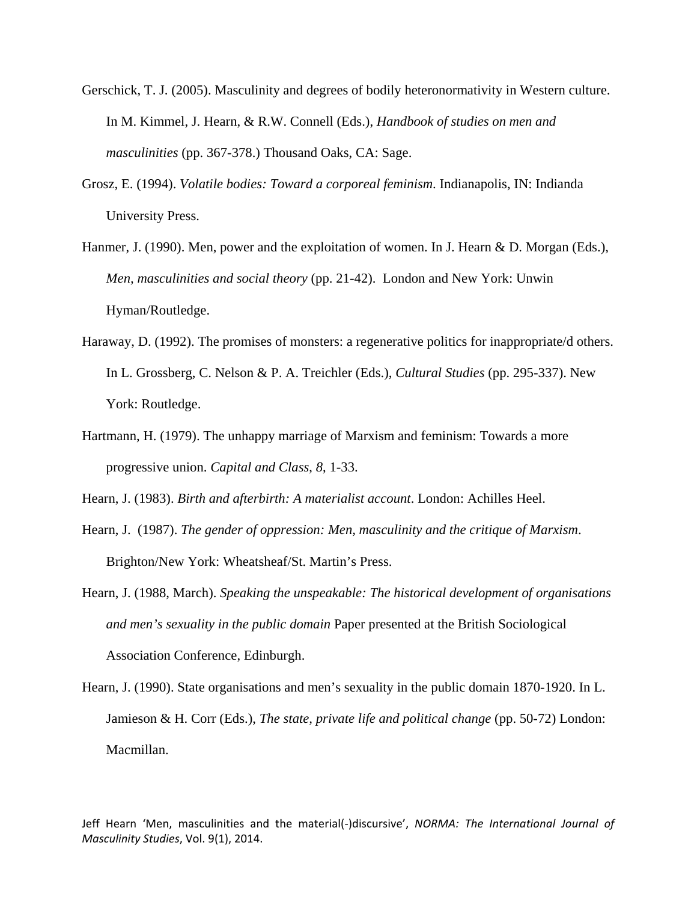Gerschick, T. J. (2005). Masculinity and degrees of bodily heteronormativity in Western culture. In M. Kimmel, J. Hearn, & R.W. Connell (Eds.), *Handbook of studies on men and masculinities* (pp. 367-378.) Thousand Oaks, CA: Sage.

Grosz, E. (1994). *Volatile bodies: Toward a corporeal feminism*. Indianapolis, IN: Indianda University Press.

Hanmer, J. (1990). Men, power and the exploitation of women. In J. Hearn & D. Morgan (Eds.), *Men, masculinities and social theory* (pp. 21-42). London and New York: Unwin Hyman/Routledge.

Haraway, D. (1992). The promises of monsters: a regenerative politics for inappropriate/d others. In L. Grossberg, C. Nelson & P. A. Treichler (Eds.), *Cultural Studies* (pp. 295-337). New York: Routledge.

Hartmann, H. (1979). The unhappy marriage of Marxism and feminism: Towards a more progressive union. *Capital and Class, 8*, 1-33.

Hearn, J. (1983). *Birth and afterbirth: A materialist account*. London: Achilles Heel.

Hearn, J. (1987). *The gender of oppression: Men, masculinity and the critique of Marxism*. Brighton/New York: Wheatsheaf/St. Martin's Press.

Hearn, J. (1988, March). *Speaking the unspeakable: The historical development of organisations and men's sexuality in the public domain* Paper presented at the British Sociological Association Conference, Edinburgh.

Hearn, J. (1990). State organisations and men's sexuality in the public domain 1870-1920. In L. Jamieson & H. Corr (Eds.), *The state, private life and political change* (pp. 50-72) London: Macmillan.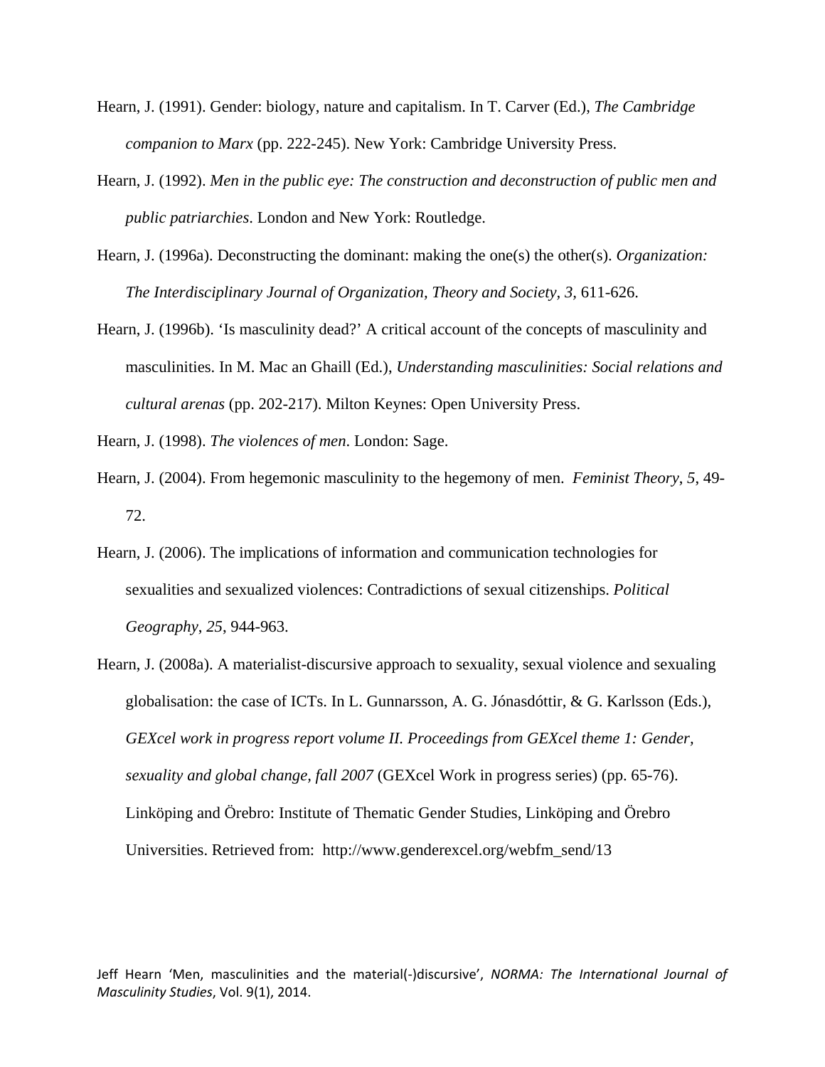Hearn, J. (1991). Gender: biology, nature and capitalism. In T. Carver (Ed.), *The Cambridge companion to Marx* (pp. 222-245). New York: Cambridge University Press.

Hearn, J. (1992). *Men in the public eye: The construction and deconstruction of public men and public patriarchies*. London and New York: Routledge.

Hearn, J. (1996a). Deconstructing the dominant: making the one(s) the other(s). *Organization: The Interdisciplinary Journal of Organization, Theory and Society*, *3*, 611-626.

Hearn, J. (1996b). 'Is masculinity dead?' A critical account of the concepts of masculinity and masculinities. In M. Mac an Ghaill (Ed.), *Understanding masculinities: Social relations and cultural arenas* (pp. 202-217). Milton Keynes: Open University Press.

Hearn, J. (1998). *The violences of men*. London: Sage.

Hearn, J. (2004). From hegemonic masculinity to the hegemony of men. *Feminist Theory*, *5*, 49-72.

Hearn, J. (2006). The implications of information and communication technologies for sexualities and sexualized violences: Contradictions of sexual citizenships. *Political Geography*, *25*, 944-963.

Hearn, J. (2008a). A materialist-discursive approach to sexuality, sexual violence and sexualing globalisation: the case of ICTs. In L. Gunnarsson, A. G. Jónasdóttir, & G. Karlsson (Eds.), *GEXcel work in progress report volume II. Proceedings from GEXcel theme 1: Gender, sexuality and global change, fall 2007* (GEXcel Work in progress series) (pp. 65-76). Linköping and Örebro: Institute of Thematic Gender Studies, Linköping and Örebro Universities. Retrieved from: http://www.genderexcel.org/webfm_send/13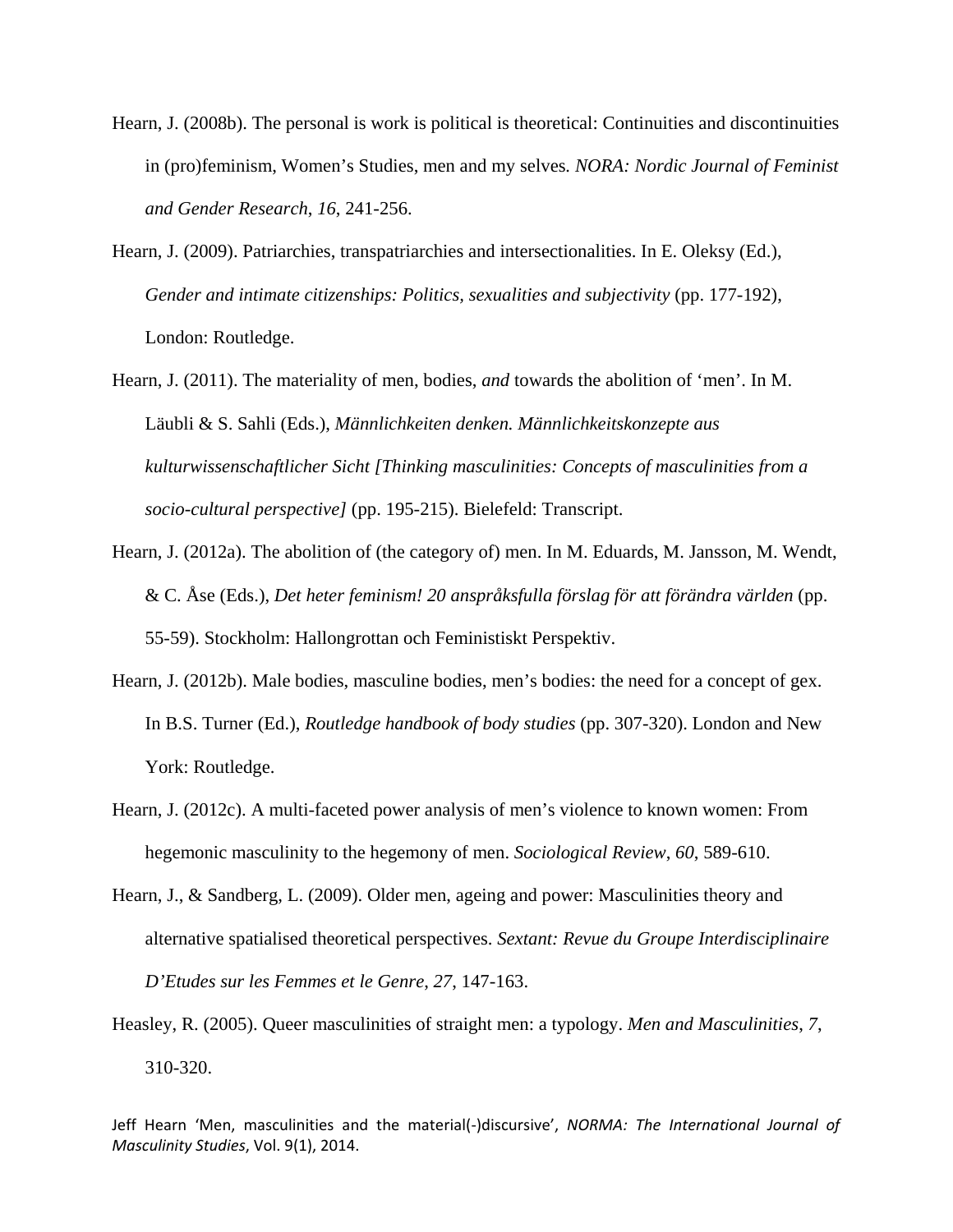Hearn, J. (2008b). The personal is work is political is theoretical: Continuities and discontinuities in (pro)feminism, Women's Studies, men and my selves. *NORA: Nordic Journal of Feminist and Gender Research*, *16*, 241-256.

Hearn, J. (2009). Patriarchies, transpatriarchies and intersectionalities. In E. Oleksy (Ed.), *Gender and intimate citizenships: Politics, sexualities and subjectivity* (pp. 177-192), London: Routledge.

Hearn, J. (2011). The materiality of men, bodies, *and* towards the abolition of 'men'. In M. Läubli & S. Sahli (Eds.), *Männlichkeiten denken. Männlichkeitskonzepte aus kulturwissenschaftlicher Sicht [Thinking masculinities: Concepts of masculinities from a socio-cultural perspective]* (pp. 195-215). Bielefeld: Transcript.

Hearn, J. (2012a). The abolition of (the category of) men. In M. Eduards, M. Jansson, M. Wendt, & C. Åse (Eds.), *Det heter feminism! 20 anspråksfulla förslag för att förändra världen* (pp. 55-59). Stockholm: Hallongrottan och Feministiskt Perspektiv.

Hearn, J. (2012b). Male bodies, masculine bodies, men's bodies: the need for a concept of gex. In B.S. Turner (Ed.), *Routledge handbook of body studies* (pp. 307-320). London and New York: Routledge.

Hearn, J. (2012c). A multi-faceted power analysis of men's violence to known women: From hegemonic masculinity to the hegemony of men. *Sociological Review*, *60*, 589-610.

Hearn, J., & Sandberg, L. (2009). Older men, ageing and power: Masculinities theory and alternative spatialised theoretical perspectives. *Sextant: Revue du Groupe Interdisciplinaire D'Etudes sur les Femmes et le Genre*, *27*, 147-163.

Heasley, R. (2005). Queer masculinities of straight men: a typology. *Men and Masculinities*, *7*, 310-320.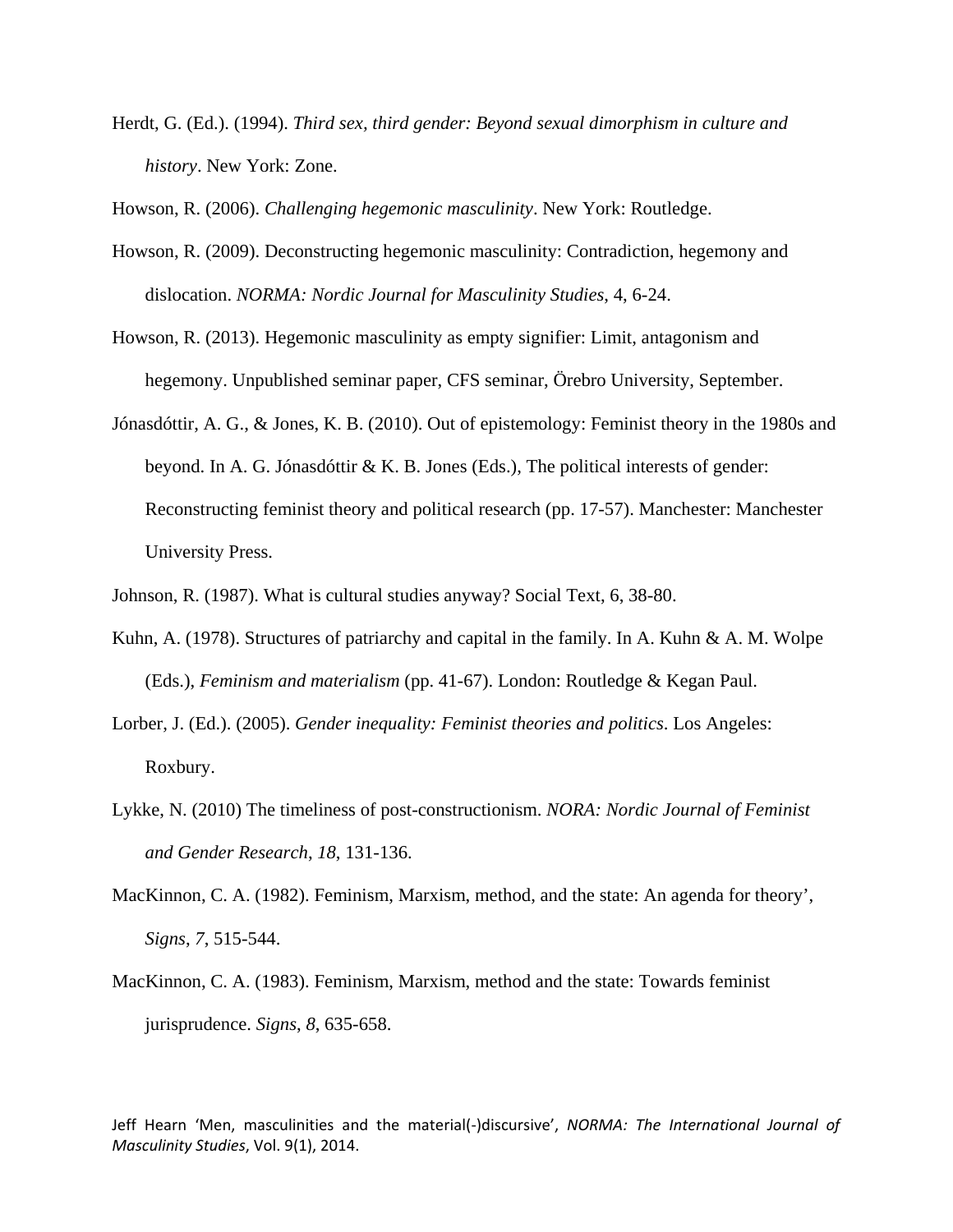Herdt, G. (Ed.). (1994). *Third sex, third gender: Beyond sexual dimorphism in culture and history*. New York: Zone.

Howson, R. (2006). *Challenging hegemonic masculinity*. New York: Routledge.

Howson, R. (2009). Deconstructing hegemonic masculinity: Contradiction, hegemony and dislocation. *NORMA: Nordic Journal for Masculinity Studies*, 4, 6-24.

Howson, R. (2013). Hegemonic masculinity as empty signifier: Limit, antagonism and hegemony. Unpublished seminar paper, CFS seminar, Örebro University, September.

Jónasdóttir, A. G., & Jones, K. B. (2010). Out of epistemology: Feminist theory in the 1980s and beyond. In A. G. Jónasdóttir & K. B. Jones (Eds.), The political interests of gender: Reconstructing feminist theory and political research (pp. 17-57). Manchester: Manchester University Press.

Johnson, R. (1987). What is cultural studies anyway? Social Text, 6, 38-80.

Kuhn, A. (1978). Structures of patriarchy and capital in the family. In A. Kuhn & A. M. Wolpe (Eds.), *Feminism and materialism* (pp. 41-67). London: Routledge & Kegan Paul.

Lorber, J. (Ed.). (2005). *Gender inequality: Feminist theories and politics*. Los Angeles: Roxbury.

Lykke, N. (2010) The timeliness of post-constructionism. *NORA: Nordic Journal of Feminist and Gender Research*, *18*, 131-136.

MacKinnon, C. A. (1982). Feminism, Marxism, method, and the state: An agenda for theory', *Signs*, *7*, 515-544.

MacKinnon, C. A. (1983). Feminism, Marxism, method and the state: Towards feminist jurisprudence. *Signs*, *8*, 635-658.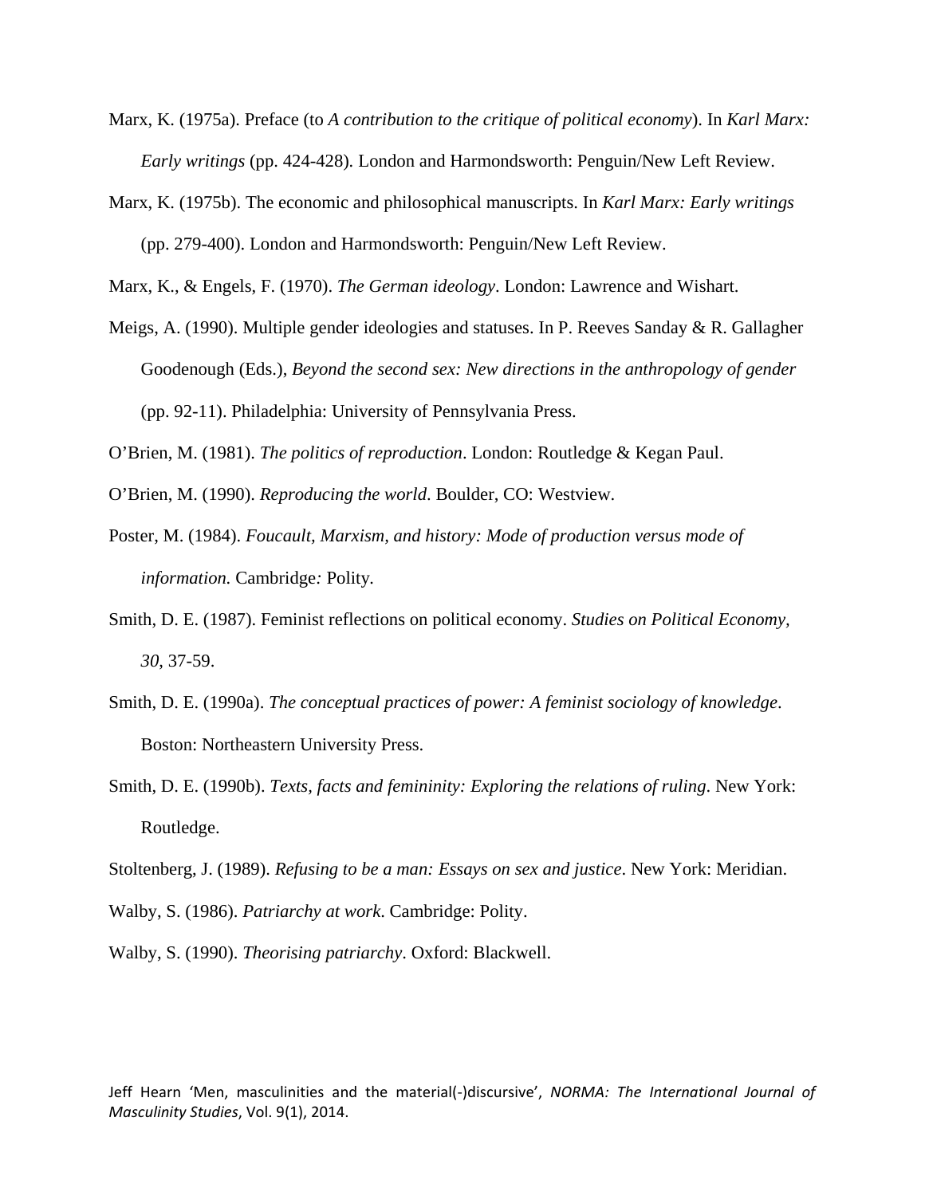Marx, K. (1975a). Preface (to *A contribution to the critique of political economy*). In *Karl Marx: Early writings* (pp. 424-428). London and Harmondsworth: Penguin/New Left Review.

Marx, K. (1975b). The economic and philosophical manuscripts. In *Karl Marx: Early writings* (pp. 279-400). London and Harmondsworth: Penguin/New Left Review.

Marx, K., & Engels, F. (1970). *The German ideology*. London: Lawrence and Wishart.

Meigs, A. (1990). Multiple gender ideologies and statuses. In P. Reeves Sanday & R. Gallagher Goodenough (Eds.), *Beyond the second sex: New directions in the anthropology of gender* (pp. 92-11). Philadelphia: University of Pennsylvania Press.

O'Brien, M. (1981). *The politics of reproduction*. London: Routledge & Kegan Paul.

O'Brien, M. (1990). *Reproducing the world*. Boulder, CO: Westview.

Poster, M. (1984). *Foucault, Marxism, and history: Mode of production versus mode of information.* Cambridge: Polity.

Smith, D. E. (1987). Feminist reflections on political economy. *Studies on Political Economy, 30*, 37-59.

Smith, D. E. (1990a). *The conceptual practices of power: A feminist sociology of knowledge*. Boston: Northeastern University Press.

Smith, D. E. (1990b). *Texts, facts and femininity: Exploring the relations of ruling*. New York: Routledge.

Stoltenberg, J. (1989). *Refusing to be a man: Essays on sex and justice*. New York: Meridian.

Walby, S. (1986). *Patriarchy at work*. Cambridge: Polity.

Walby, S. (1990). *Theorising patriarchy*. Oxford: Blackwell.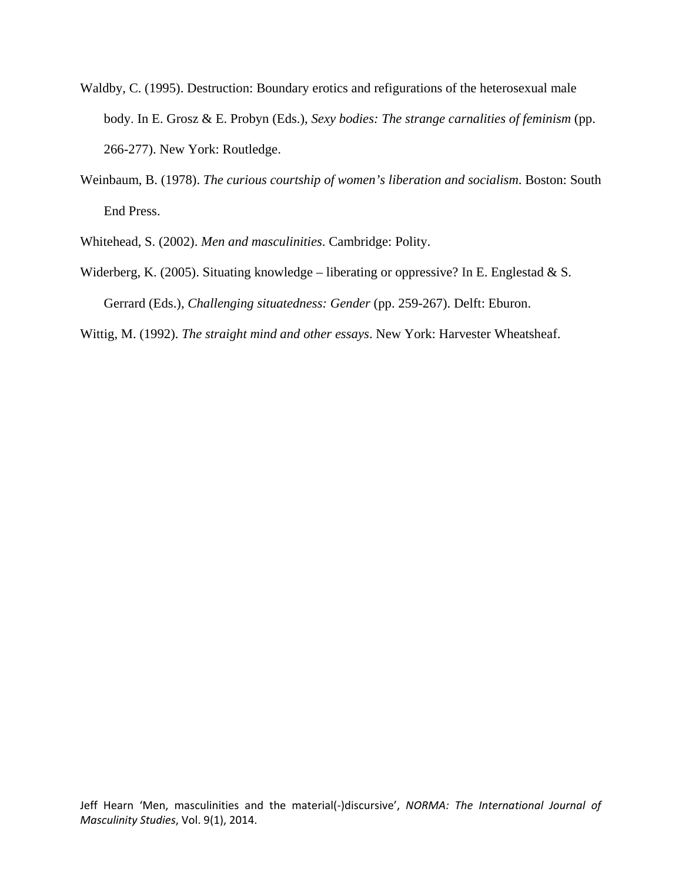Waldby, C. (1995). Destruction: Boundary erotics and refigurations of the heterosexual male body. In E. Grosz & E. Probyn (Eds.), *Sexy bodies: The strange carnalities of feminism* (pp. 266-277). New York: Routledge.

Weinbaum, B. (1978). *The curious courtship of women's liberation and socialism*. Boston: South End Press.

Whitehead, S. (2002). *Men and masculinities*. Cambridge: Polity.

Widerberg, K. (2005). Situating knowledge – liberating or oppressive? In E. Englestad & S. Gerrard (Eds.), *Challenging situatedness: Gender* (pp. 259-267). Delft: Eburon.

Wittig, M. (1992). *The straight mind and other essays*. New York: Harvester Wheatsheaf.